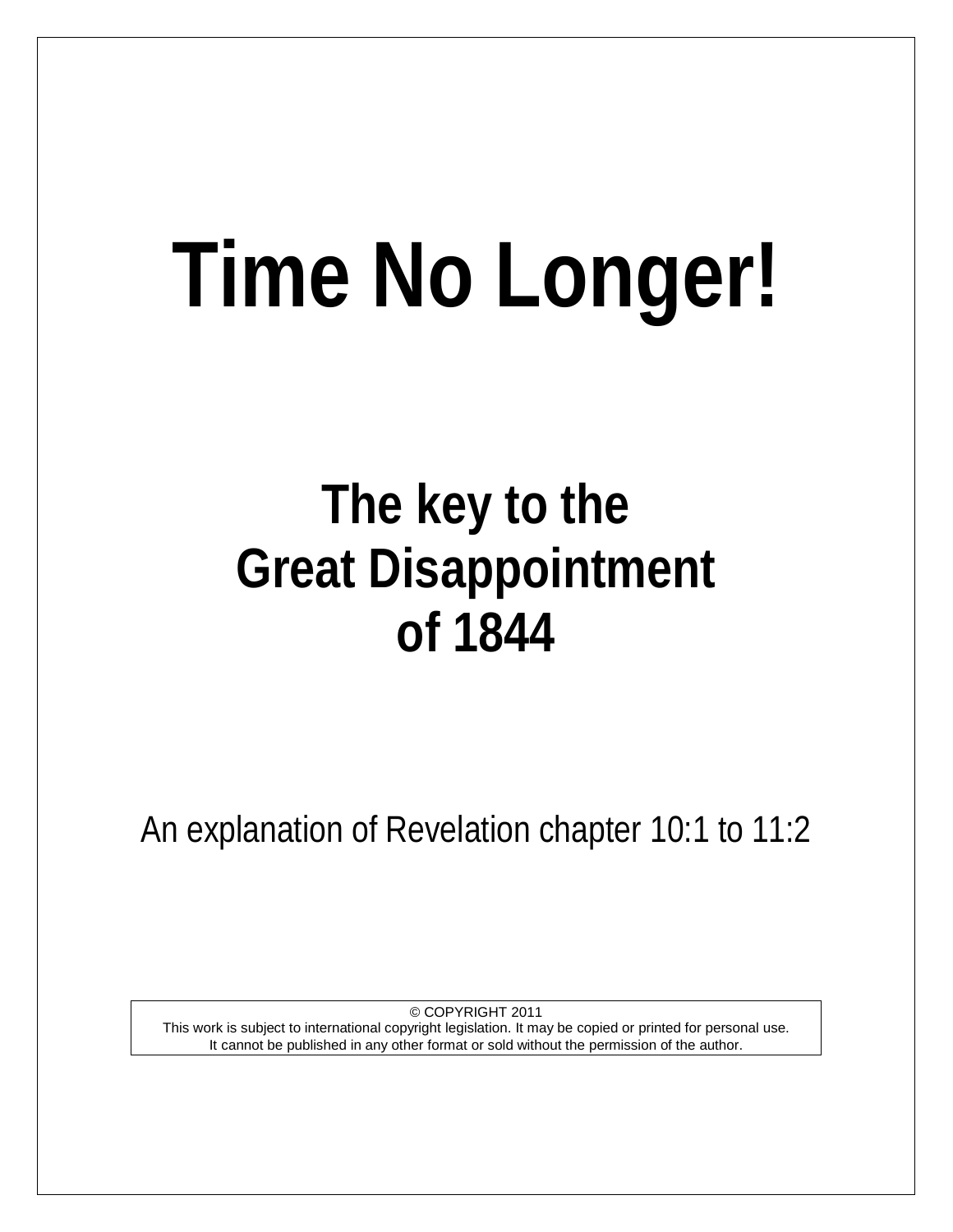# Time No Longer!

## The key to the Great Disappointment of 1844

An explanation of Revelation chapter 10:1 to 11:2

© COPYRIGHT 2011
This work is subject to international copyright legislation. It may be copied or printed for personal use.
It cannot be published in any other format or sold without the permission of the author.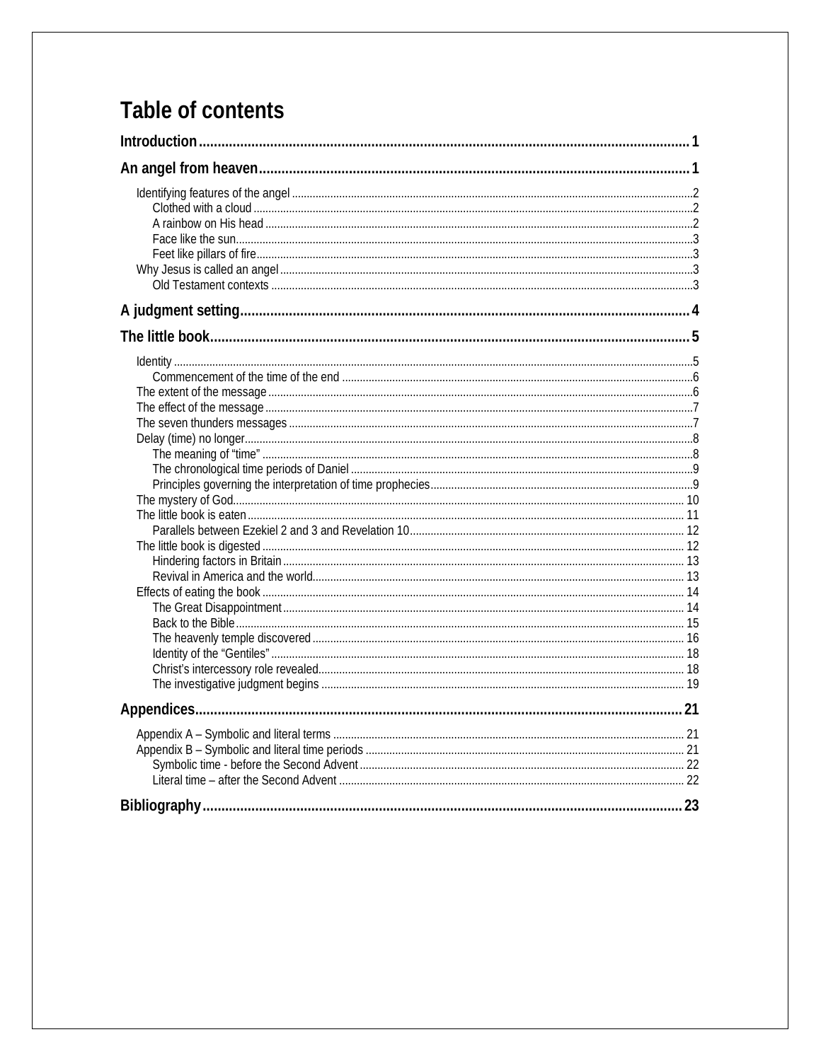# Table of contents

**Introduction** ........ 1

**An angel from heaven** ........ 1

- Identifying features of the angel ........ 2
  - Clothed with a cloud ........ 2
  - A rainbow on His head ........ 2
  - Face like the sun ........ 3
  - Feet like pillars of fire ........ 3
- Why Jesus is called an angel ........ 3
  - Old Testament contexts ........ 3

**A judgment setting** ........ 4

**The little book** ........ 5

- Identity ........ 5
  - Commencement of the time of the end ........ 6
- The extent of the message ........ 6
- The effect of the message ........ 7
- The seven thunders messages ........ 7
- Delay (time) no longer ........ 8
  - The meaning of "time" ........ 8
  - The chronological time periods of Daniel ........ 9
  - Principles governing the interpretation of time prophecies ........ 9
- The mystery of God ........ 10
- The little book is eaten ........ 11
  - Parallels between Ezekiel 2 and 3 and Revelation 10 ........ 12
- The little book is digested ........ 12
  - Hindering factors in Britain ........ 13
  - Revival in America and the world ........ 13
- Effects of eating the book ........ 14
  - The Great Disappointment ........ 14
  - Back to the Bible ........ 15
  - The heavenly temple discovered ........ 16
  - Identity of the "Gentiles" ........ 18
  - Christ's intercessory role revealed ........ 18
  - The investigative judgment begins ........ 19

**Appendices** ........ 21

- Appendix A – Symbolic and literal terms ........ 21
- Appendix B – Symbolic and literal time periods ........ 21
  - Symbolic time - before the Second Advent ........ 22
  - Literal time – after the Second Advent ........ 22

**Bibliography** ........ 23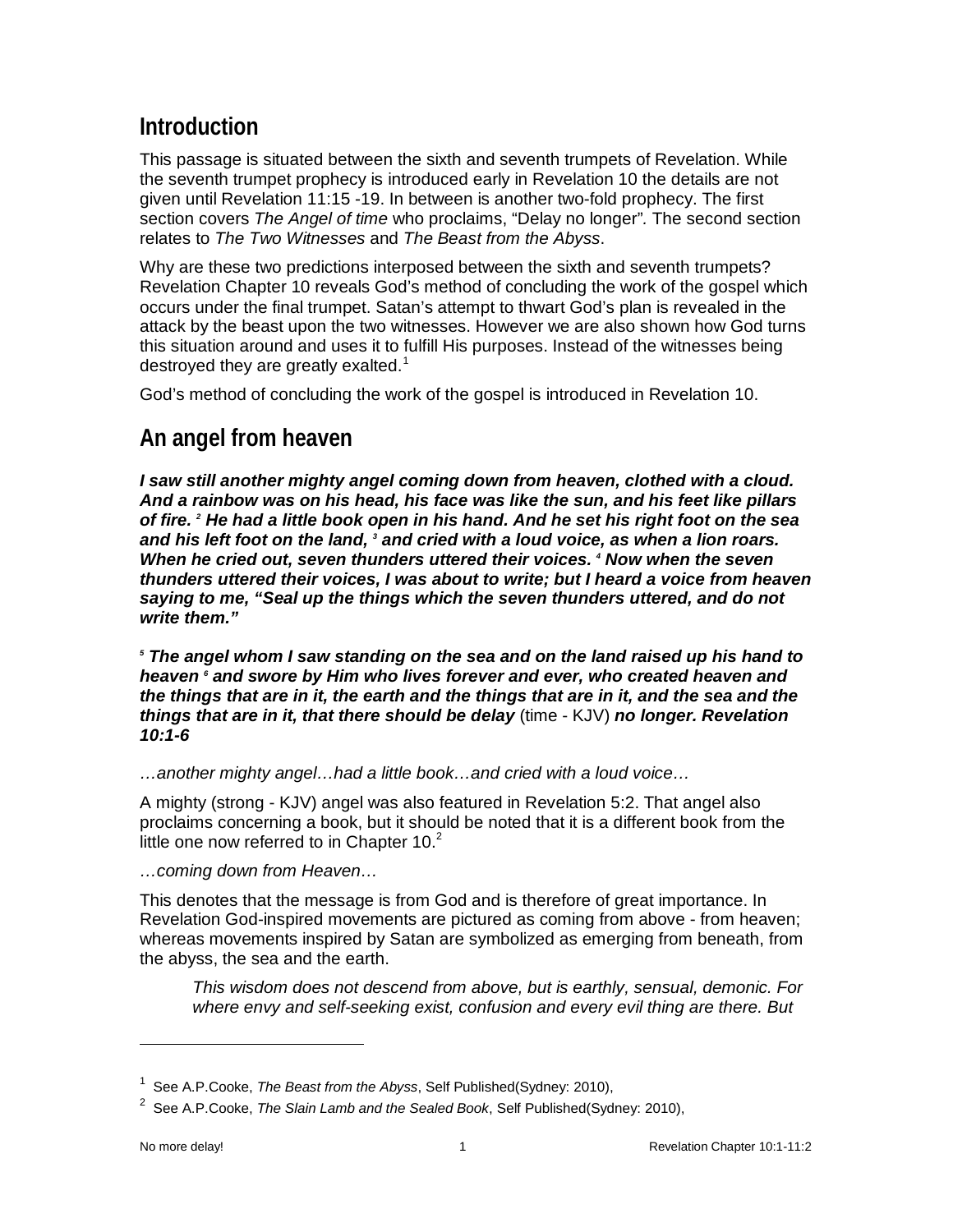## Introduction

This passage is situated between the sixth and seventh trumpets of Revelation. While the seventh trumpet prophecy is introduced early in Revelation 10 the details are not given until Revelation 11:15 -19. In between is another two-fold prophecy. The first section covers *The Angel of time* who proclaims, "Delay no longer". The second section relates to *The Two Witnesses* and *The Beast from the Abyss*.

Why are these two predictions interposed between the sixth and seventh trumpets? Revelation Chapter 10 reveals God's method of concluding the work of the gospel which occurs under the final trumpet. Satan's attempt to thwart God's plan is revealed in the attack by the beast upon the two witnesses. However we are also shown how God turns this situation around and uses it to fulfill His purposes. Instead of the witnesses being destroyed they are greatly exalted.[1]

God's method of concluding the work of the gospel is introduced in Revelation 10.

## An angel from heaven

***I saw still another mighty angel coming down from heaven, clothed with a cloud. And a rainbow was on his head, his face was like the sun, and his feet like pillars of fire. [2] He had a little book open in his hand. And he set his right foot on the sea and his left foot on the land, [3] and cried with a loud voice, as when a lion roars. When he cried out, seven thunders uttered their voices. [4] Now when the seven thunders uttered their voices, I was about to write; but I heard a voice from heaven saying to me, "Seal up the things which the seven thunders uttered, and do not write them."***

***[5] The angel whom I saw standing on the sea and on the land raised up his hand to heaven [6] and swore by Him who lives forever and ever, who created heaven and the things that are in it, the earth and the things that are in it, and the sea and the things that are in it, that there should be delay*** (time - KJV) ***no longer. Revelation 10:1-6***

*…another mighty angel…had a little book…and cried with a loud voice…*

A mighty (strong - KJV) angel was also featured in Revelation 5:2. That angel also proclaims concerning a book, but it should be noted that it is a different book from the little one now referred to in Chapter 10.[2]

*…coming down from Heaven…*

This denotes that the message is from God and is therefore of great importance. In Revelation God-inspired movements are pictured as coming from above - from heaven; whereas movements inspired by Satan are symbolized as emerging from beneath, from the abyss, the sea and the earth.

> *This wisdom does not descend from above, but is earthly, sensual, demonic. For where envy and self-seeking exist, confusion and every evil thing are there. But*

---

[1] See A.P.Cooke, *The Beast from the Abyss*, Self Published(Sydney: 2010),

[2] See A.P.Cooke, *The Slain Lamb and the Sealed Book*, Self Published(Sydney: 2010),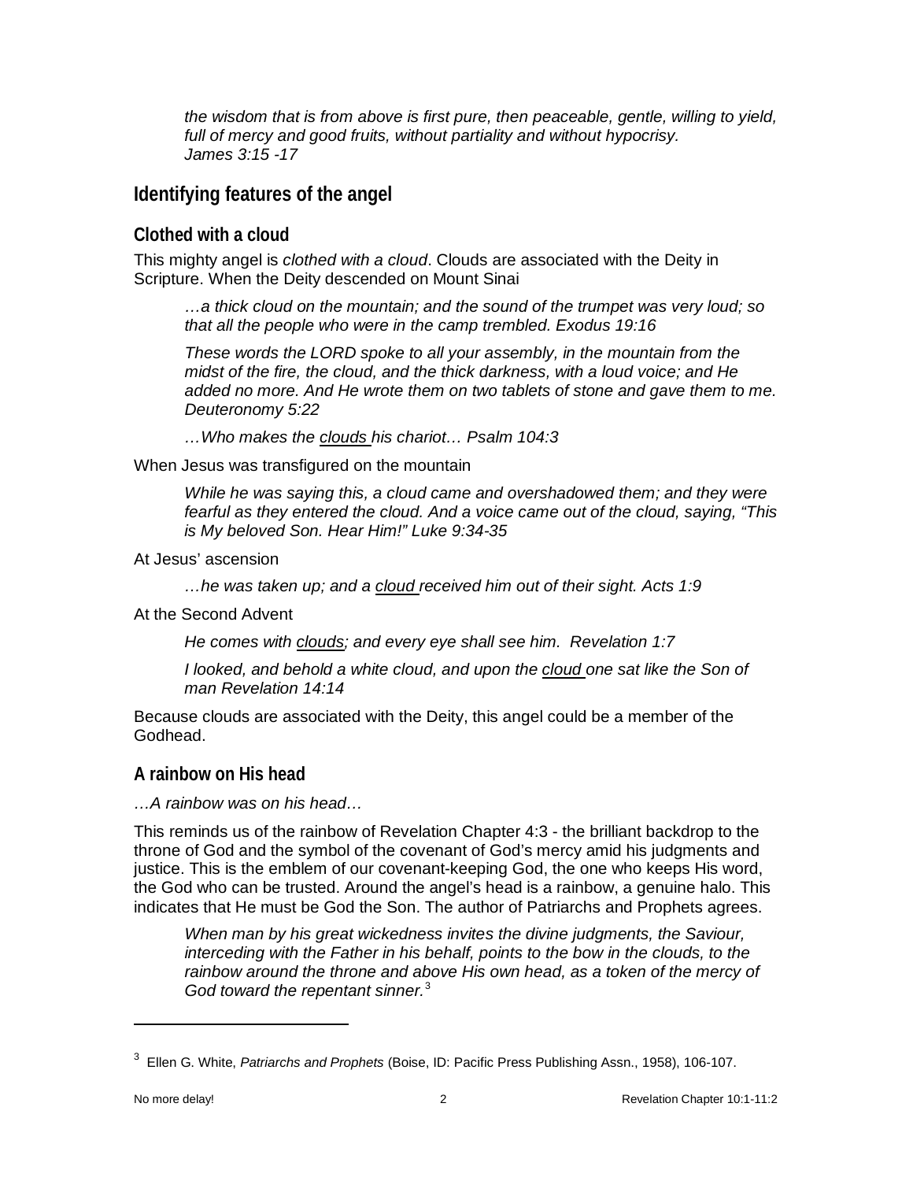> *the wisdom that is from above is first pure, then peaceable, gentle, willing to yield, full of mercy and good fruits, without partiality and without hypocrisy. James 3:15 -17*

## Identifying features of the angel

### Clothed with a cloud

This mighty angel is *clothed with a cloud*. Clouds are associated with the Deity in Scripture. When the Deity descended on Mount Sinai

> *…a thick cloud on the mountain; and the sound of the trumpet was very loud; so that all the people who were in the camp trembled. Exodus 19:16*

> *These words the LORD spoke to all your assembly, in the mountain from the midst of the fire, the cloud, and the thick darkness, with a loud voice; and He added no more. And He wrote them on two tablets of stone and gave them to me. Deuteronomy 5:22*

> *…Who makes the <u>clouds</u> his chariot… Psalm 104:3*

When Jesus was transfigured on the mountain

> *While he was saying this, a cloud came and overshadowed them; and they were fearful as they entered the cloud. And a voice came out of the cloud, saying, "This is My beloved Son. Hear Him!" Luke 9:34-35*

At Jesus' ascension

> *…he was taken up; and a <u>cloud</u> received him out of their sight. Acts 1:9*

At the Second Advent

> *He comes with <u>clouds</u>; and every eye shall see him. Revelation 1:7*

> *I looked, and behold a white cloud, and upon the <u>cloud</u> one sat like the Son of man Revelation 14:14*

Because clouds are associated with the Deity, this angel could be a member of the Godhead.

### A rainbow on His head

*…A rainbow was on his head…*

This reminds us of the rainbow of Revelation Chapter 4:3 - the brilliant backdrop to the throne of God and the symbol of the covenant of God's mercy amid his judgments and justice. This is the emblem of our covenant-keeping God, the one who keeps His word, the God who can be trusted. Around the angel's head is a rainbow, a genuine halo. This indicates that He must be God the Son. The author of Patriarchs and Prophets agrees.

> *When man by his great wickedness invites the divine judgments, the Saviour, interceding with the Father in his behalf, points to the bow in the clouds, to the rainbow around the throne and above His own head, as a token of the mercy of God toward the repentant sinner.*[3]

---

[3] Ellen G. White, *Patriarchs and Prophets* (Boise, ID: Pacific Press Publishing Assn., 1958), 106-107.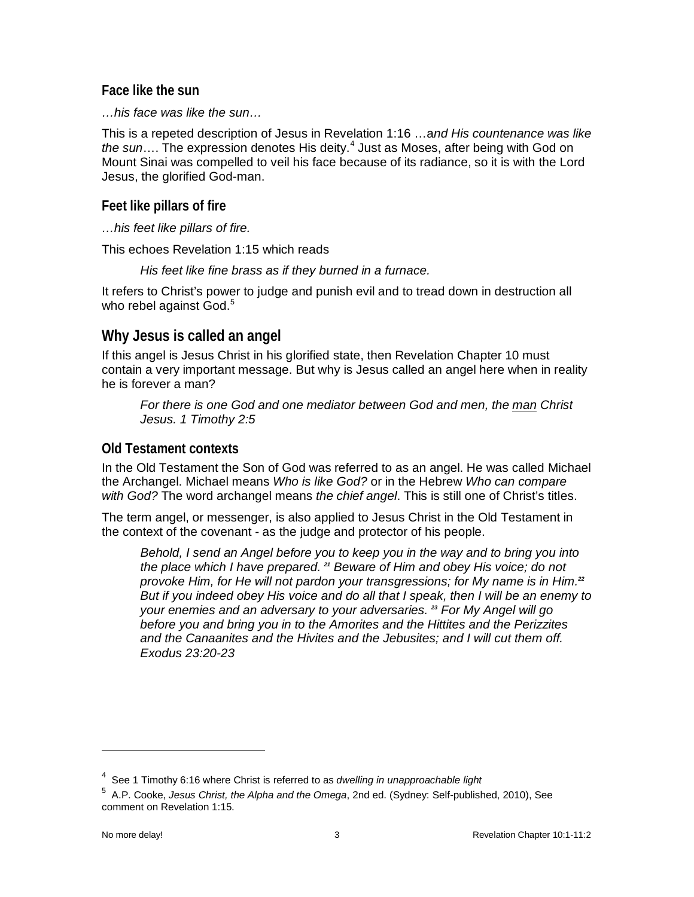### Face like the sun

*…his face was like the sun…*

This is a repeted description of Jesus in Revelation 1:16 …a*nd His countenance was like the sun*…. The expression denotes His deity.[4] Just as Moses, after being with God on Mount Sinai was compelled to veil his face because of its radiance, so it is with the Lord Jesus, the glorified God-man.

### Feet like pillars of fire

*…his feet like pillars of fire.*

This echoes Revelation 1:15 which reads

> *His feet like fine brass as if they burned in a furnace.*

It refers to Christ's power to judge and punish evil and to tread down in destruction all who rebel against God.[5]

## Why Jesus is called an angel

If this angel is Jesus Christ in his glorified state, then Revelation Chapter 10 must contain a very important message. But why is Jesus called an angel here when in reality he is forever a man?

> *For there is one God and one mediator between God and men, the man Christ Jesus. 1 Timothy 2:5*

### Old Testament contexts

In the Old Testament the Son of God was referred to as an angel. He was called Michael the Archangel. Michael means *Who is like God?* or in the Hebrew *Who can compare with God?* The word archangel means *the chief angel*. This is still one of Christ's titles.

The term angel, or messenger, is also applied to Jesus Christ in the Old Testament in the context of the covenant - as the judge and protector of his people.

> *Behold, I send an Angel before you to keep you in the way and to bring you into the place which I have prepared. [21] Beware of Him and obey His voice; do not provoke Him, for He will not pardon your transgressions; for My name is in Him.[22] But if you indeed obey His voice and do all that I speak, then I will be an enemy to your enemies and an adversary to your adversaries. [23] For My Angel will go before you and bring you in to the Amorites and the Hittites and the Perizzites and the Canaanites and the Hivites and the Jebusites; and I will cut them off. Exodus 23:20-23*

---

[4] See 1 Timothy 6:16 where Christ is referred to as *dwelling in unapproachable light*

[5] A.P. Cooke, *Jesus Christ, the Alpha and the Omega*, 2nd ed. (Sydney: Self-published, 2010), See comment on Revelation 1:15.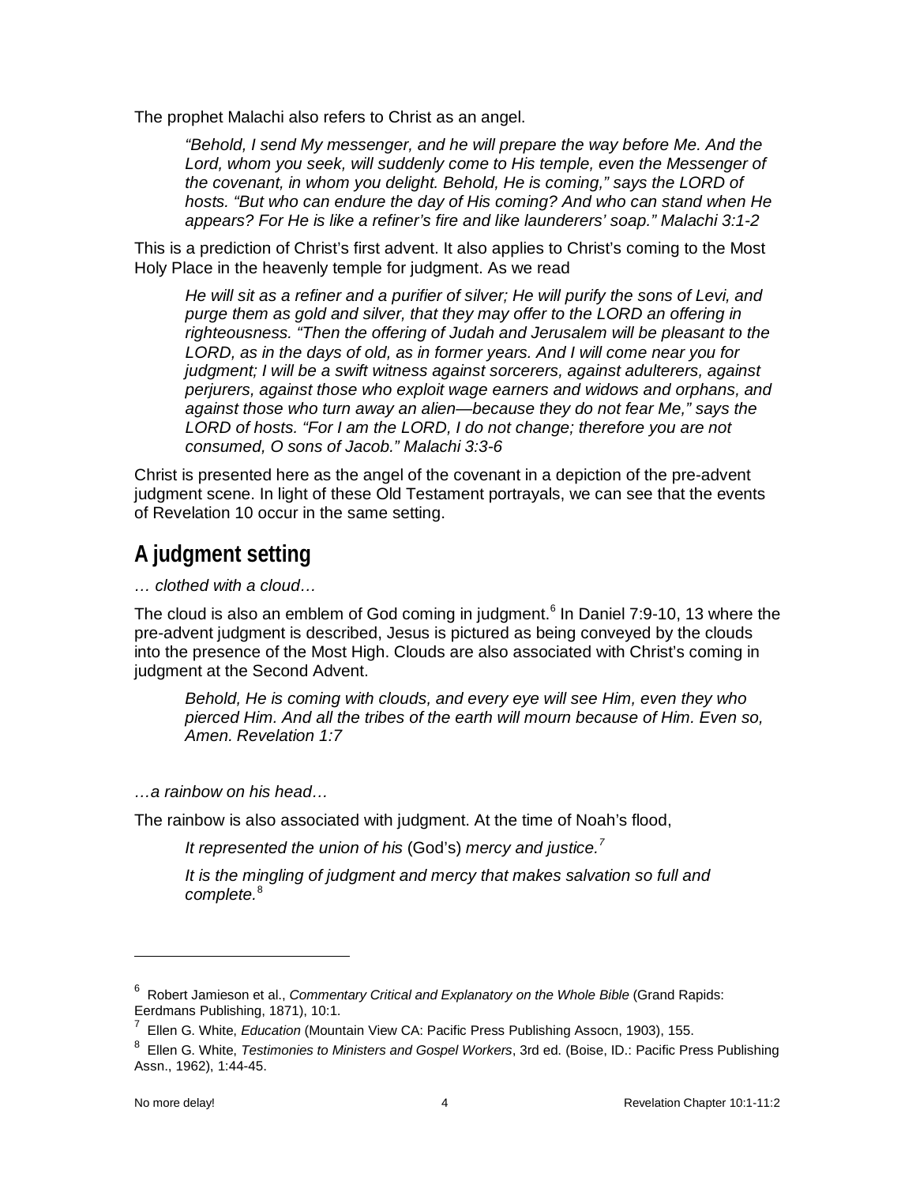The prophet Malachi also refers to Christ as an angel.

> *"Behold, I send My messenger, and he will prepare the way before Me. And the Lord, whom you seek, will suddenly come to His temple, even the Messenger of the covenant, in whom you delight. Behold, He is coming," says the LORD of hosts. "But who can endure the day of His coming? And who can stand when He appears? For He is like a refiner's fire and like launderers' soap." Malachi 3:1-2*

This is a prediction of Christ's first advent. It also applies to Christ's coming to the Most Holy Place in the heavenly temple for judgment. As we read

> *He will sit as a refiner and a purifier of silver; He will purify the sons of Levi, and purge them as gold and silver, that they may offer to the LORD an offering in righteousness. "Then the offering of Judah and Jerusalem will be pleasant to the LORD, as in the days of old, as in former years. And I will come near you for judgment; I will be a swift witness against sorcerers, against adulterers, against perjurers, against those who exploit wage earners and widows and orphans, and against those who turn away an alien—because they do not fear Me," says the LORD of hosts. "For I am the LORD, I do not change; therefore you are not consumed, O sons of Jacob." Malachi 3:3-6*

Christ is presented here as the angel of the covenant in a depiction of the pre-advent judgment scene. In light of these Old Testament portrayals, we can see that the events of Revelation 10 occur in the same setting.

## A judgment setting

*… clothed with a cloud…*

The cloud is also an emblem of God coming in judgment.[6] In Daniel 7:9-10, 13 where the pre-advent judgment is described, Jesus is pictured as being conveyed by the clouds into the presence of the Most High. Clouds are also associated with Christ's coming in judgment at the Second Advent.

> *Behold, He is coming with clouds, and every eye will see Him, even they who pierced Him. And all the tribes of the earth will mourn because of Him. Even so, Amen. Revelation 1:7*

*…a rainbow on his head…*

The rainbow is also associated with judgment. At the time of Noah's flood,

> *It represented the union of his* (God's) *mercy and justice.*[7]
>
> *It is the mingling of judgment and mercy that makes salvation so full and complete.*[8]

---

[6] Robert Jamieson et al., *Commentary Critical and Explanatory on the Whole Bible* (Grand Rapids: Eerdmans Publishing, 1871), 10:1.

[7] Ellen G. White, *Education* (Mountain View CA: Pacific Press Publishing Assocn, 1903), 155.

[8] Ellen G. White, *Testimonies to Ministers and Gospel Workers*, 3rd ed. (Boise, ID.: Pacific Press Publishing Assn., 1962), 1:44-45.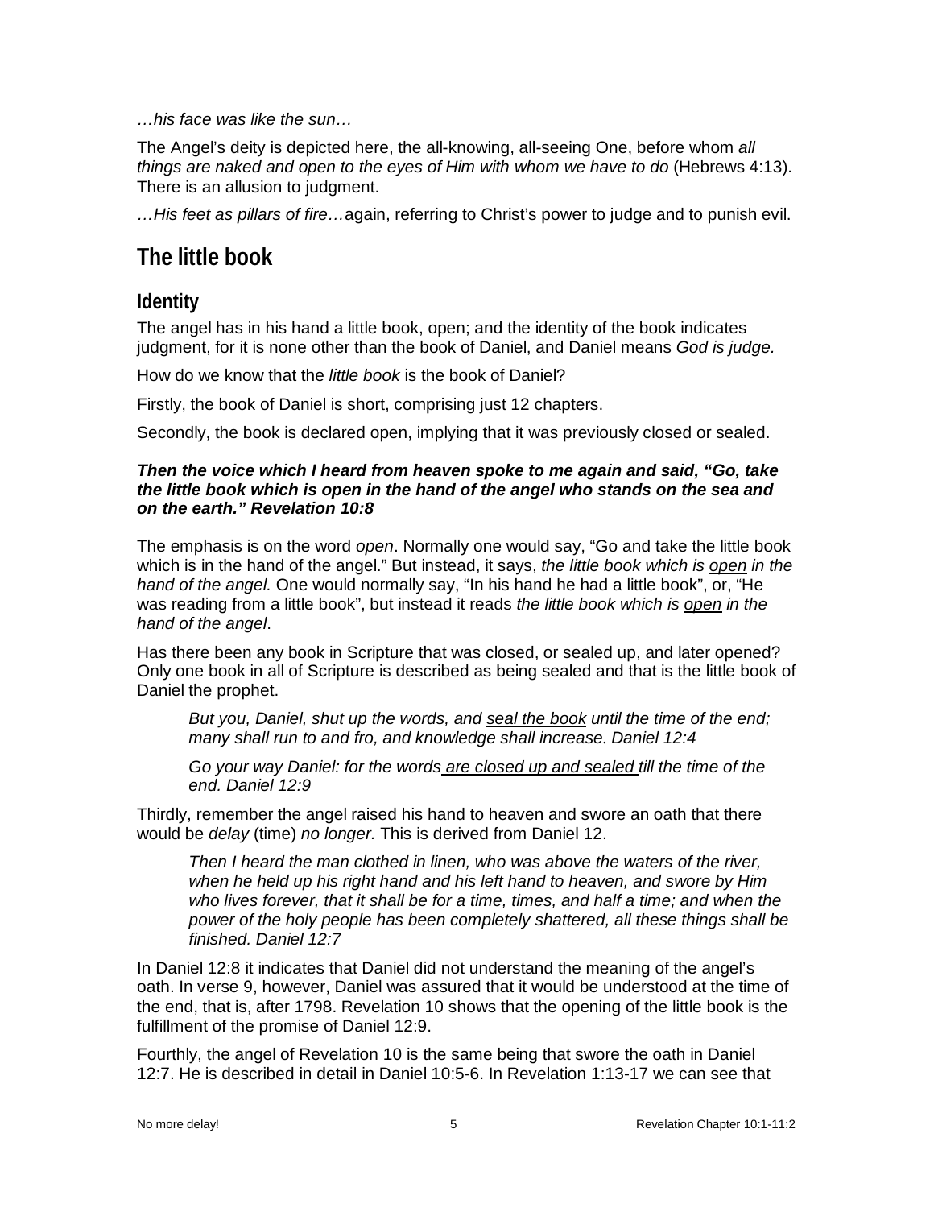*…his face was like the sun…*

The Angel's deity is depicted here, the all-knowing, all-seeing One, before whom *all things are naked and open to the eyes of Him with whom we have to do* (Hebrews 4:13). There is an allusion to judgment.

*…His feet as pillars of fire…* again, referring to Christ's power to judge and to punish evil.

## The little book

### Identity

The angel has in his hand a little book, open; and the identity of the book indicates judgment, for it is none other than the book of Daniel, and Daniel means *God is judge.*

How do we know that the *little book* is the book of Daniel?

Firstly, the book of Daniel is short, comprising just 12 chapters.

Secondly, the book is declared open, implying that it was previously closed or sealed.

***Then the voice which I heard from heaven spoke to me again and said, "Go, take the little book which is open in the hand of the angel who stands on the sea and on the earth." Revelation 10:8***

The emphasis is on the word *open*. Normally one would say, "Go and take the little book which is in the hand of the angel." But instead, it says, *the little book which is <u>open</u> in the hand of the angel.* One would normally say, "In his hand he had a little book", or, "He was reading from a little book", but instead it reads *the little book which is <u>open</u> in the hand of the angel*.

Has there been any book in Scripture that was closed, or sealed up, and later opened? Only one book in all of Scripture is described as being sealed and that is the little book of Daniel the prophet.

> *But you, Daniel, shut up the words, and <u>seal the book</u> until the time of the end; many shall run to and fro, and knowledge shall increase. Daniel 12:4*
>
> *Go your way Daniel: for the words <u>are closed up and sealed</u> till the time of the end. Daniel 12:9*

Thirdly, remember the angel raised his hand to heaven and swore an oath that there would be *delay* (time) *no longer.* This is derived from Daniel 12.

> *Then I heard the man clothed in linen, who was above the waters of the river, when he held up his right hand and his left hand to heaven, and swore by Him who lives forever, that it shall be for a time, times, and half a time; and when the power of the holy people has been completely shattered, all these things shall be finished. Daniel 12:7*

In Daniel 12:8 it indicates that Daniel did not understand the meaning of the angel's oath. In verse 9, however, Daniel was assured that it would be understood at the time of the end, that is, after 1798. Revelation 10 shows that the opening of the little book is the fulfillment of the promise of Daniel 12:9.

Fourthly, the angel of Revelation 10 is the same being that swore the oath in Daniel 12:7. He is described in detail in Daniel 10:5-6. In Revelation 1:13-17 we can see that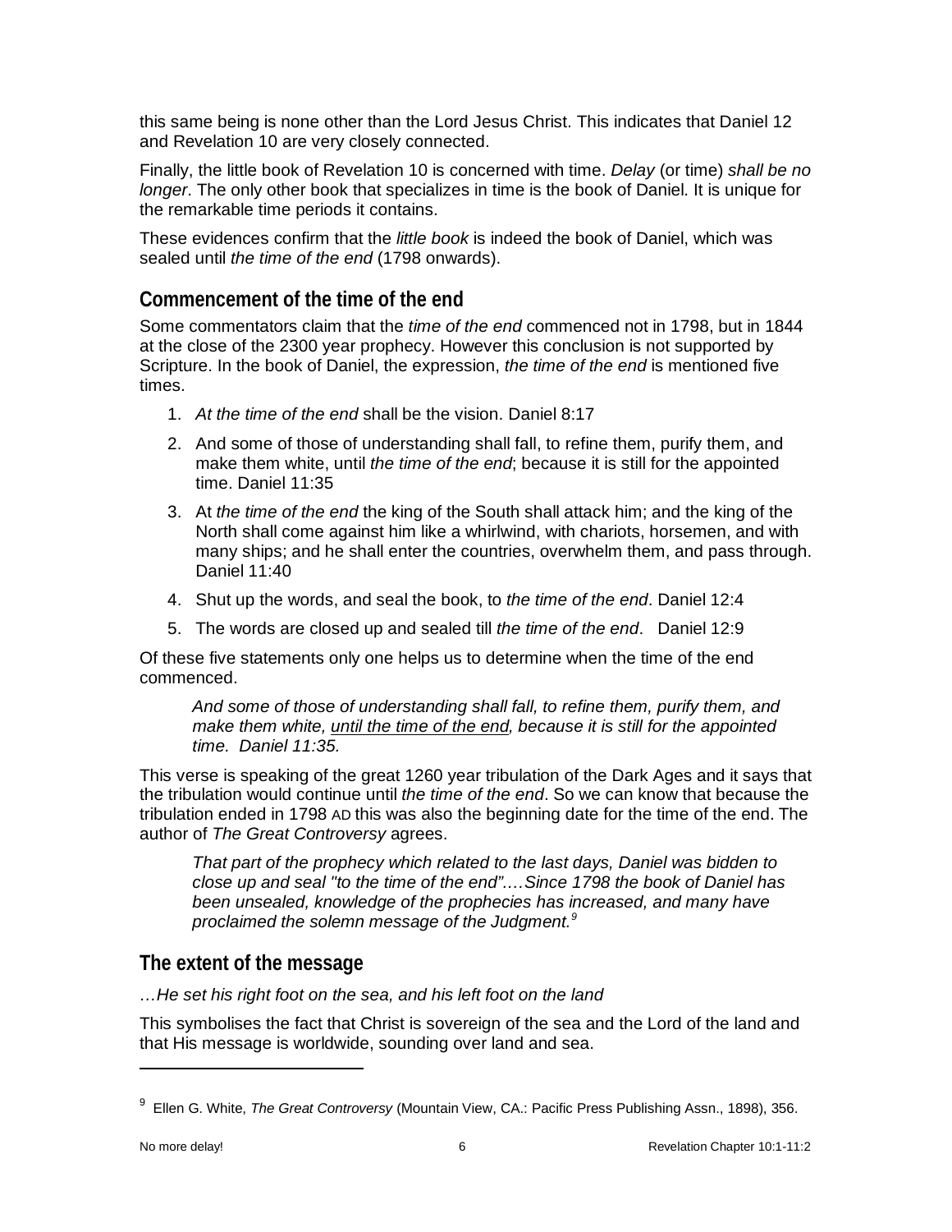this same being is none other than the Lord Jesus Christ. This indicates that Daniel 12 and Revelation 10 are very closely connected.

Finally, the little book of Revelation 10 is concerned with time. *Delay* (or time) *shall be no longer*. The only other book that specializes in time is the book of Daniel. It is unique for the remarkable time periods it contains.

These evidences confirm that the *little book* is indeed the book of Daniel, which was sealed until *the time of the end* (1798 onwards).

## Commencement of the time of the end

Some commentators claim that the *time of the end* commenced not in 1798, but in 1844 at the close of the 2300 year prophecy. However this conclusion is not supported by Scripture. In the book of Daniel, the expression, *the time of the end* is mentioned five times.

1. *At the time of the end* shall be the vision. Daniel 8:17
2. And some of those of understanding shall fall, to refine them, purify them, and make them white, until *the time of the end*; because it is still for the appointed time. Daniel 11:35
3. At *the time of the end* the king of the South shall attack him; and the king of the North shall come against him like a whirlwind, with chariots, horsemen, and with many ships; and he shall enter the countries, overwhelm them, and pass through. Daniel 11:40
4. Shut up the words, and seal the book, to *the time of the end*. Daniel 12:4
5. The words are closed up and sealed till *the time of the end*. Daniel 12:9

Of these five statements only one helps us to determine when the time of the end commenced.

> *And some of those of understanding shall fall, to refine them, purify them, and make them white, <u>until the time of the end</u>, because it is still for the appointed time. Daniel 11:35.*

This verse is speaking of the great 1260 year tribulation of the Dark Ages and it says that the tribulation would continue until *the time of the end*. So we can know that because the tribulation ended in 1798 AD this was also the beginning date for the time of the end. The author of *The Great Controversy* agrees.

> *That part of the prophecy which related to the last days, Daniel was bidden to close up and seal "to the time of the end".…Since 1798 the book of Daniel has been unsealed, knowledge of the prophecies has increased, and many have proclaimed the solemn message of the Judgment.*[9]

## The extent of the message

*…He set his right foot on the sea, and his left foot on the land*

This symbolises the fact that Christ is sovereign of the sea and the Lord of the land and that His message is worldwide, sounding over land and sea.

[9] Ellen G. White, *The Great Controversy* (Mountain View, CA.: Pacific Press Publishing Assn., 1898), 356.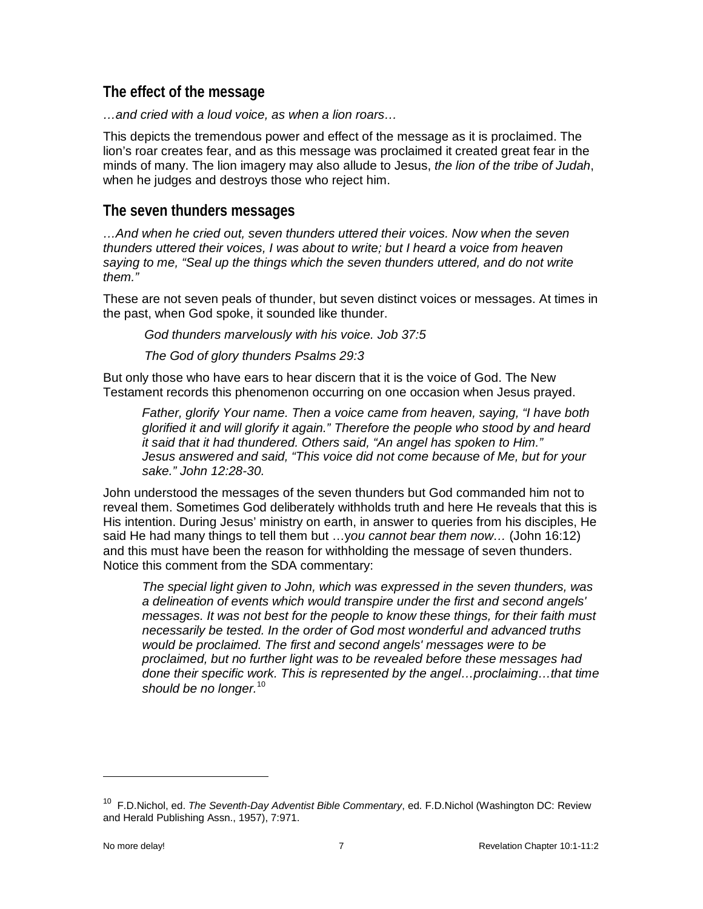## The effect of the message

*…and cried with a loud voice, as when a lion roars…*

This depicts the tremendous power and effect of the message as it is proclaimed. The lion's roar creates fear, and as this message was proclaimed it created great fear in the minds of many. The lion imagery may also allude to Jesus, *the lion of the tribe of Judah*, when he judges and destroys those who reject him.

## The seven thunders messages

*…And when he cried out, seven thunders uttered their voices. Now when the seven thunders uttered their voices, I was about to write; but I heard a voice from heaven saying to me, "Seal up the things which the seven thunders uttered, and do not write them."*

These are not seven peals of thunder, but seven distinct voices or messages. At times in the past, when God spoke, it sounded like thunder.

> *God thunders marvelously with his voice. Job 37:5*
>
> *The God of glory thunders Psalms 29:3*

But only those who have ears to hear discern that it is the voice of God. The New Testament records this phenomenon occurring on one occasion when Jesus prayed.

> *Father, glorify Your name. Then a voice came from heaven, saying, "I have both glorified it and will glorify it again." Therefore the people who stood by and heard it said that it had thundered. Others said, "An angel has spoken to Him." Jesus answered and said, "This voice did not come because of Me, but for your sake." John 12:28-30.*

John understood the messages of the seven thunders but God commanded him not to reveal them. Sometimes God deliberately withholds truth and here He reveals that this is His intention. During Jesus' ministry on earth, in answer to queries from his disciples, He said He had many things to tell them but …*you cannot bear them now…* (John 16:12) and this must have been the reason for withholding the message of seven thunders. Notice this comment from the SDA commentary:

> *The special light given to John, which was expressed in the seven thunders, was a delineation of events which would transpire under the first and second angels' messages. It was not best for the people to know these things, for their faith must necessarily be tested. In the order of God most wonderful and advanced truths would be proclaimed. The first and second angels' messages were to be proclaimed, but no further light was to be revealed before these messages had done their specific work. This is represented by the angel…proclaiming…that time should be no longer.*[10]

---

[10] F.D.Nichol, ed. *The Seventh-Day Adventist Bible Commentary*, ed. F.D.Nichol (Washington DC: Review and Herald Publishing Assn., 1957), 7:971.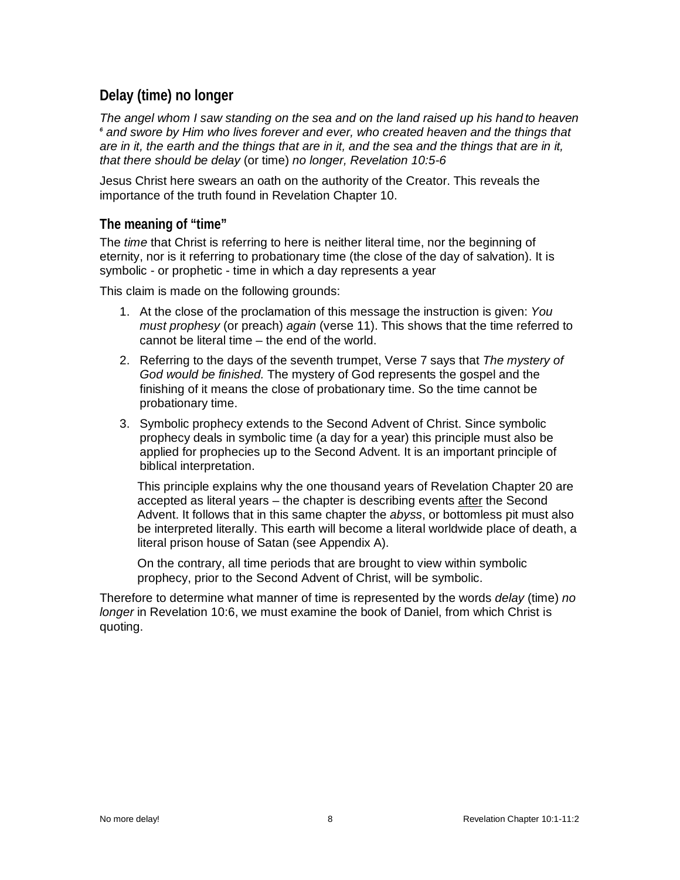## Delay (time) no longer

*The angel whom I saw standing on the sea and on the land raised up his hand to heaven* [6] *and swore by Him who lives forever and ever, who created heaven and the things that are in it, the earth and the things that are in it, and the sea and the things that are in it, that there should be delay* (or time) *no longer, Revelation 10:5-6*

Jesus Christ here swears an oath on the authority of the Creator. This reveals the importance of the truth found in Revelation Chapter 10.

### The meaning of "time"

The *time* that Christ is referring to here is neither literal time, nor the beginning of eternity, nor is it referring to probationary time (the close of the day of salvation). It is symbolic - or prophetic - time in which a day represents a year

This claim is made on the following grounds:

1. At the close of the proclamation of this message the instruction is given: *You must prophesy* (or preach) *again* (verse 11). This shows that the time referred to cannot be literal time – the end of the world.
2. Referring to the days of the seventh trumpet, Verse 7 says that *The mystery of God would be finished.* The mystery of God represents the gospel and the finishing of it means the close of probationary time. So the time cannot be probationary time.
3. Symbolic prophecy extends to the Second Advent of Christ. Since symbolic prophecy deals in symbolic time (a day for a year) this principle must also be applied for prophecies up to the Second Advent. It is an important principle of biblical interpretation.

   This principle explains why the one thousand years of Revelation Chapter 20 are accepted as literal years – the chapter is describing events <u>after</u> the Second Advent. It follows that in this same chapter the *abyss*, or bottomless pit must also be interpreted literally. This earth will become a literal worldwide place of death, a literal prison house of Satan (see Appendix A).

   On the contrary, all time periods that are brought to view within symbolic prophecy, prior to the Second Advent of Christ, will be symbolic.

Therefore to determine what manner of time is represented by the words *delay* (time) *no longer* in Revelation 10:6, we must examine the book of Daniel, from which Christ is quoting.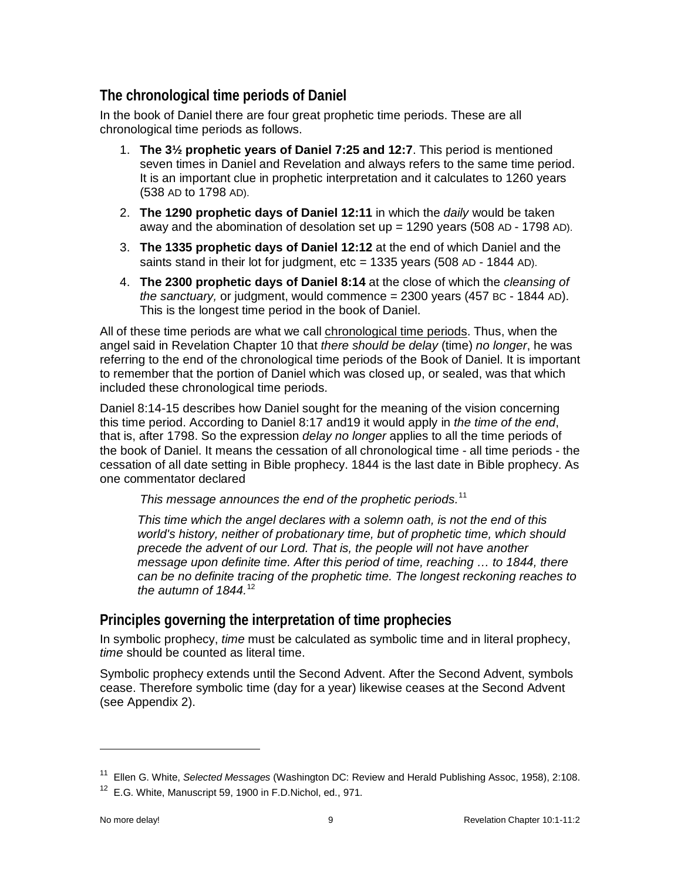## The chronological time periods of Daniel

In the book of Daniel there are four great prophetic time periods. These are all chronological time periods as follows.

1. **The 3½ prophetic years of Daniel 7:25 and 12:7**. This period is mentioned seven times in Daniel and Revelation and always refers to the same time period. It is an important clue in prophetic interpretation and it calculates to 1260 years (538 AD to 1798 AD).
2. **The 1290 prophetic days of Daniel 12:11** in which the *daily* would be taken away and the abomination of desolation set up = 1290 years (508 AD - 1798 AD).
3. **The 1335 prophetic days of Daniel 12:12** at the end of which Daniel and the saints stand in their lot for judgment, etc = 1335 years (508 AD - 1844 AD).
4. **The 2300 prophetic days of Daniel 8:14** at the close of which the *cleansing of the sanctuary,* or judgment, would commence = 2300 years (457 BC - 1844 AD). This is the longest time period in the book of Daniel.

All of these time periods are what we call chronological time periods. Thus, when the angel said in Revelation Chapter 10 that *there should be delay* (time) *no longer*, he was referring to the end of the chronological time periods of the Book of Daniel. It is important to remember that the portion of Daniel which was closed up, or sealed, was that which included these chronological time periods.

Daniel 8:14-15 describes how Daniel sought for the meaning of the vision concerning this time period. According to Daniel 8:17 and19 it would apply in *the time of the end*, that is, after 1798. So the expression *delay no longer* applies to all the time periods of the book of Daniel. It means the cessation of all chronological time - all time periods - the cessation of all date setting in Bible prophecy. 1844 is the last date in Bible prophecy. As one commentator declared

> *This message announces the end of the prophetic periods.*[11]

> *This time which the angel declares with a solemn oath, is not the end of this world's history, neither of probationary time, but of prophetic time, which should precede the advent of our Lord. That is, the people will not have another message upon definite time. After this period of time, reaching … to 1844, there can be no definite tracing of the prophetic time. The longest reckoning reaches to the autumn of 1844.*[12]

## Principles governing the interpretation of time prophecies

In symbolic prophecy, *time* must be calculated as symbolic time and in literal prophecy, *time* should be counted as literal time.

Symbolic prophecy extends until the Second Advent. After the Second Advent, symbols cease. Therefore symbolic time (day for a year) likewise ceases at the Second Advent (see Appendix 2).

---

[11] Ellen G. White, *Selected Messages* (Washington DC: Review and Herald Publishing Assoc, 1958), 2:108.

[12] E.G. White, Manuscript 59, 1900 in F.D.Nichol, ed., 971.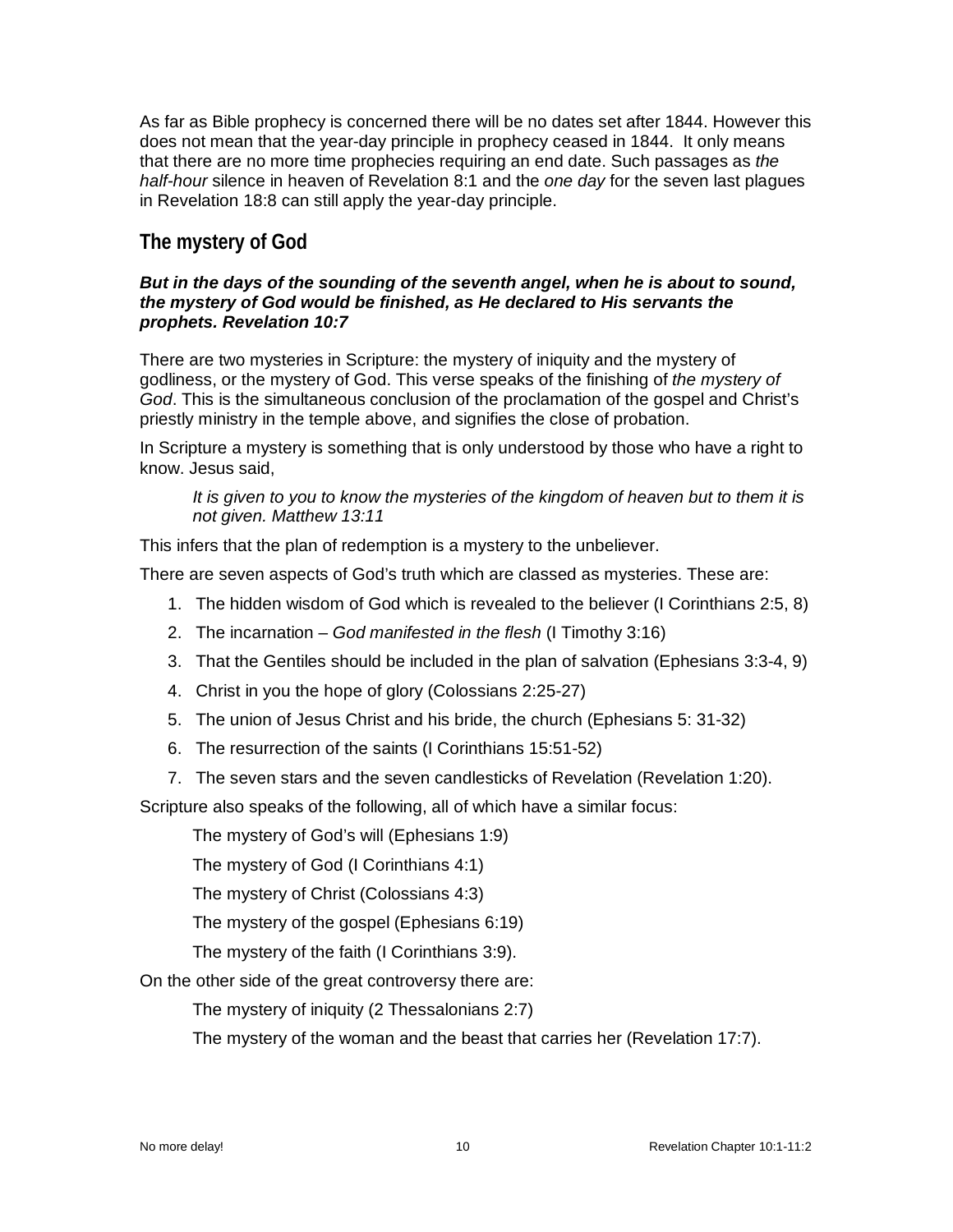As far as Bible prophecy is concerned there will be no dates set after 1844. However this does not mean that the year-day principle in prophecy ceased in 1844. It only means that there are no more time prophecies requiring an end date. Such passages as *the half-hour* silence in heaven of Revelation 8:1 and the *one day* for the seven last plagues in Revelation 18:8 can still apply the year-day principle.

## The mystery of God

***But in the days of the sounding of the seventh angel, when he is about to sound, the mystery of God would be finished, as He declared to His servants the prophets. Revelation 10:7***

There are two mysteries in Scripture: the mystery of iniquity and the mystery of godliness, or the mystery of God. This verse speaks of the finishing of *the mystery of God*. This is the simultaneous conclusion of the proclamation of the gospel and Christ's priestly ministry in the temple above, and signifies the close of probation.

In Scripture a mystery is something that is only understood by those who have a right to know. Jesus said,

> *It is given to you to know the mysteries of the kingdom of heaven but to them it is not given. Matthew 13:11*

This infers that the plan of redemption is a mystery to the unbeliever.

There are seven aspects of God's truth which are classed as mysteries. These are:

1. The hidden wisdom of God which is revealed to the believer (I Corinthians 2:5, 8)
2. The incarnation – *God manifested in the flesh* (I Timothy 3:16)
3. That the Gentiles should be included in the plan of salvation (Ephesians 3:3-4, 9)
4. Christ in you the hope of glory (Colossians 2:25-27)
5. The union of Jesus Christ and his bride, the church (Ephesians 5: 31-32)
6. The resurrection of the saints (I Corinthians 15:51-52)
7. The seven stars and the seven candlesticks of Revelation (Revelation 1:20).

Scripture also speaks of the following, all of which have a similar focus:

The mystery of God's will (Ephesians 1:9)

The mystery of God (I Corinthians 4:1)

The mystery of Christ (Colossians 4:3)

The mystery of the gospel (Ephesians 6:19)

The mystery of the faith (I Corinthians 3:9).

On the other side of the great controversy there are:

The mystery of iniquity (2 Thessalonians 2:7)

The mystery of the woman and the beast that carries her (Revelation 17:7).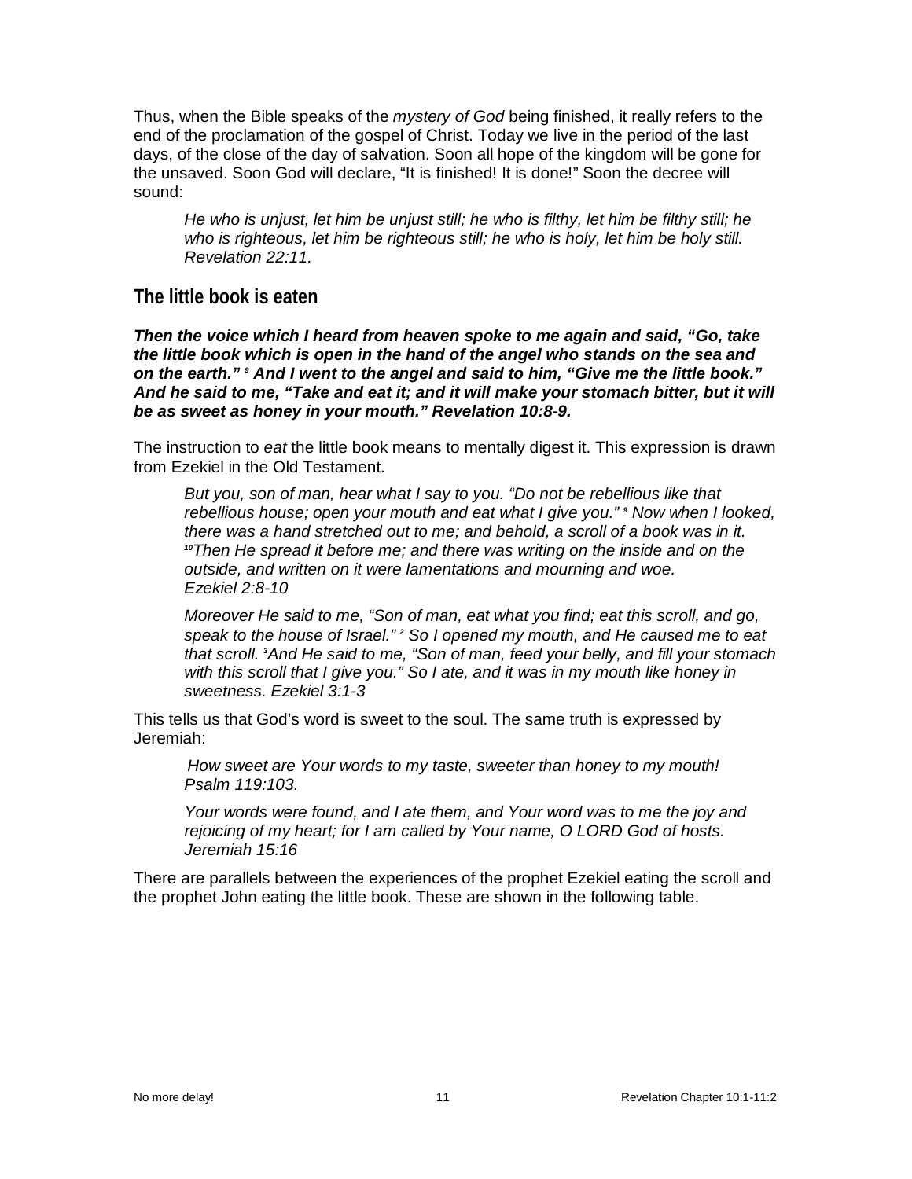Thus, when the Bible speaks of the *mystery of God* being finished, it really refers to the end of the proclamation of the gospel of Christ. Today we live in the period of the last days, of the close of the day of salvation. Soon all hope of the kingdom will be gone for the unsaved. Soon God will declare, "It is finished! It is done!" Soon the decree will sound:

> *He who is unjust, let him be unjust still; he who is filthy, let him be filthy still; he who is righteous, let him be righteous still; he who is holy, let him be holy still. Revelation 22:11.*

## The little book is eaten

***Then the voice which I heard from heaven spoke to me again and said, "Go, take the little book which is open in the hand of the angel who stands on the sea and on the earth."*** [9] ***And I went to the angel and said to him, "Give me the little book." And he said to me, "Take and eat it; and it will make your stomach bitter, but it will be as sweet as honey in your mouth." Revelation 10:8-9.***

The instruction to *eat* the little book means to mentally digest it. This expression is drawn from Ezekiel in the Old Testament.

> *But you, son of man, hear what I say to you. "Do not be rebellious like that rebellious house; open your mouth and eat what I give you."* [9] *Now when I looked, there was a hand stretched out to me; and behold, a scroll of a book was in it.* [10]*Then He spread it before me; and there was writing on the inside and on the outside, and written on it were lamentations and mourning and woe. Ezekiel 2:8-10*

> *Moreover He said to me, "Son of man, eat what you find; eat this scroll, and go, speak to the house of Israel."* [2] *So I opened my mouth, and He caused me to eat that scroll.* [3]*And He said to me, "Son of man, feed your belly, and fill your stomach with this scroll that I give you." So I ate, and it was in my mouth like honey in sweetness. Ezekiel 3:1-3*

This tells us that God's word is sweet to the soul. The same truth is expressed by Jeremiah:

> *How sweet are Your words to my taste, sweeter than honey to my mouth! Psalm 119:103.*

> *Your words were found, and I ate them, and Your word was to me the joy and rejoicing of my heart; for I am called by Your name, O LORD God of hosts. Jeremiah 15:16*

There are parallels between the experiences of the prophet Ezekiel eating the scroll and the prophet John eating the little book. These are shown in the following table.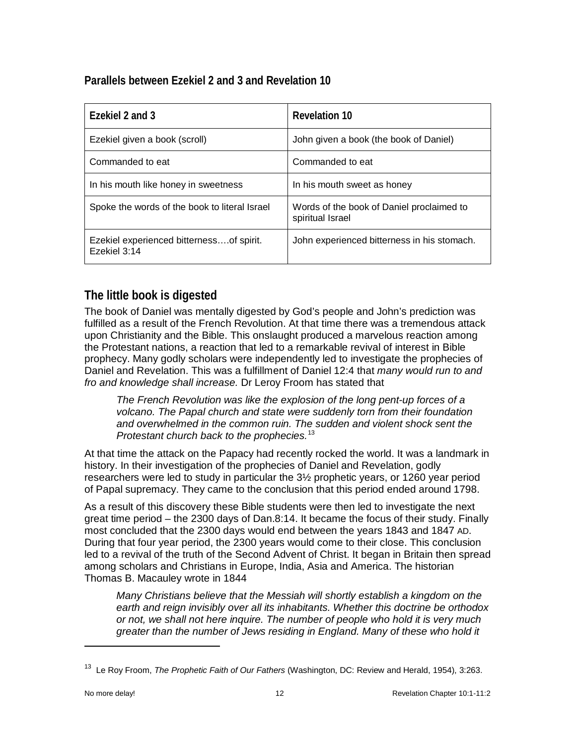### Parallels between Ezekiel 2 and 3 and Revelation 10

| Ezekiel 2 and 3 | Revelation 10 |
|---|---|
| Ezekiel given a book (scroll) | John given a book (the book of Daniel) |
| Commanded to eat | Commanded to eat |
| In his mouth like honey in sweetness | In his mouth sweet as honey |
| Spoke the words of the book to literal Israel | Words of the book of Daniel proclaimed to spiritual Israel |
| Ezekiel experienced bitterness….of spirit. Ezekiel 3:14 | John experienced bitterness in his stomach. |

## The little book is digested

The book of Daniel was mentally digested by God's people and John's prediction was fulfilled as a result of the French Revolution. At that time there was a tremendous attack upon Christianity and the Bible. This onslaught produced a marvelous reaction among the Protestant nations, a reaction that led to a remarkable revival of interest in Bible prophecy. Many godly scholars were independently led to investigate the prophecies of Daniel and Revelation. This was a fulfillment of Daniel 12:4 that *many would run to and fro and knowledge shall increase.* Dr Leroy Froom has stated that

> *The French Revolution was like the explosion of the long pent-up forces of a volcano. The Papal church and state were suddenly torn from their foundation and overwhelmed in the common ruin. The sudden and violent shock sent the Protestant church back to the prophecies.*[13]

At that time the attack on the Papacy had recently rocked the world. It was a landmark in history. In their investigation of the prophecies of Daniel and Revelation, godly researchers were led to study in particular the 3½ prophetic years, or 1260 year period of Papal supremacy. They came to the conclusion that this period ended around 1798.

As a result of this discovery these Bible students were then led to investigate the next great time period – the 2300 days of Dan.8:14. It became the focus of their study. Finally most concluded that the 2300 days would end between the years 1843 and 1847 AD. During that four year period, the 2300 years would come to their close. This conclusion led to a revival of the truth of the Second Advent of Christ. It began in Britain then spread among scholars and Christians in Europe, India, Asia and America. The historian Thomas B. Macauley wrote in 1844

> *Many Christians believe that the Messiah will shortly establish a kingdom on the earth and reign invisibly over all its inhabitants. Whether this doctrine be orthodox or not, we shall not here inquire. The number of people who hold it is very much greater than the number of Jews residing in England. Many of these who hold it*

---

[13] Le Roy Froom, *The Prophetic Faith of Our Fathers* (Washington, DC: Review and Herald, 1954), 3:263.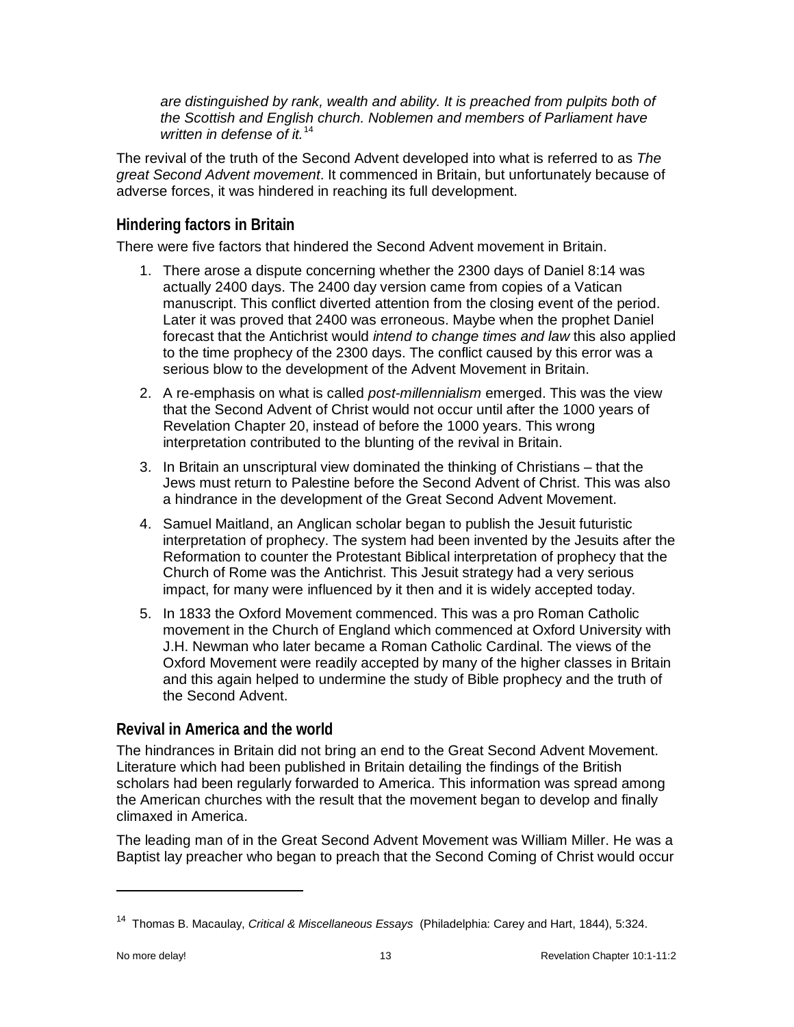> *are distinguished by rank, wealth and ability. It is preached from pulpits both of the Scottish and English church. Noblemen and members of Parliament have written in defense of it.*[14]

The revival of the truth of the Second Advent developed into what is referred to as *The great Second Advent movement*. It commenced in Britain, but unfortunately because of adverse forces, it was hindered in reaching its full development.

## Hindering factors in Britain

There were five factors that hindered the Second Advent movement in Britain.

1. There arose a dispute concerning whether the 2300 days of Daniel 8:14 was actually 2400 days. The 2400 day version came from copies of a Vatican manuscript. This conflict diverted attention from the closing event of the period. Later it was proved that 2400 was erroneous. Maybe when the prophet Daniel forecast that the Antichrist would *intend to change times and law* this also applied to the time prophecy of the 2300 days. The conflict caused by this error was a serious blow to the development of the Advent Movement in Britain.
2. A re-emphasis on what is called *post-millennialism* emerged. This was the view that the Second Advent of Christ would not occur until after the 1000 years of Revelation Chapter 20, instead of before the 1000 years. This wrong interpretation contributed to the blunting of the revival in Britain.
3. In Britain an unscriptural view dominated the thinking of Christians – that the Jews must return to Palestine before the Second Advent of Christ. This was also a hindrance in the development of the Great Second Advent Movement.
4. Samuel Maitland, an Anglican scholar began to publish the Jesuit futuristic interpretation of prophecy. The system had been invented by the Jesuits after the Reformation to counter the Protestant Biblical interpretation of prophecy that the Church of Rome was the Antichrist. This Jesuit strategy had a very serious impact, for many were influenced by it then and it is widely accepted today.
5. In 1833 the Oxford Movement commenced. This was a pro Roman Catholic movement in the Church of England which commenced at Oxford University with J.H. Newman who later became a Roman Catholic Cardinal. The views of the Oxford Movement were readily accepted by many of the higher classes in Britain and this again helped to undermine the study of Bible prophecy and the truth of the Second Advent.

## Revival in America and the world

The hindrances in Britain did not bring an end to the Great Second Advent Movement. Literature which had been published in Britain detailing the findings of the British scholars had been regularly forwarded to America. This information was spread among the American churches with the result that the movement began to develop and finally climaxed in America.

The leading man of in the Great Second Advent Movement was William Miller. He was a Baptist lay preacher who began to preach that the Second Coming of Christ would occur

---

[14] Thomas B. Macaulay, *Critical & Miscellaneous Essays* (Philadelphia: Carey and Hart, 1844), 5:324.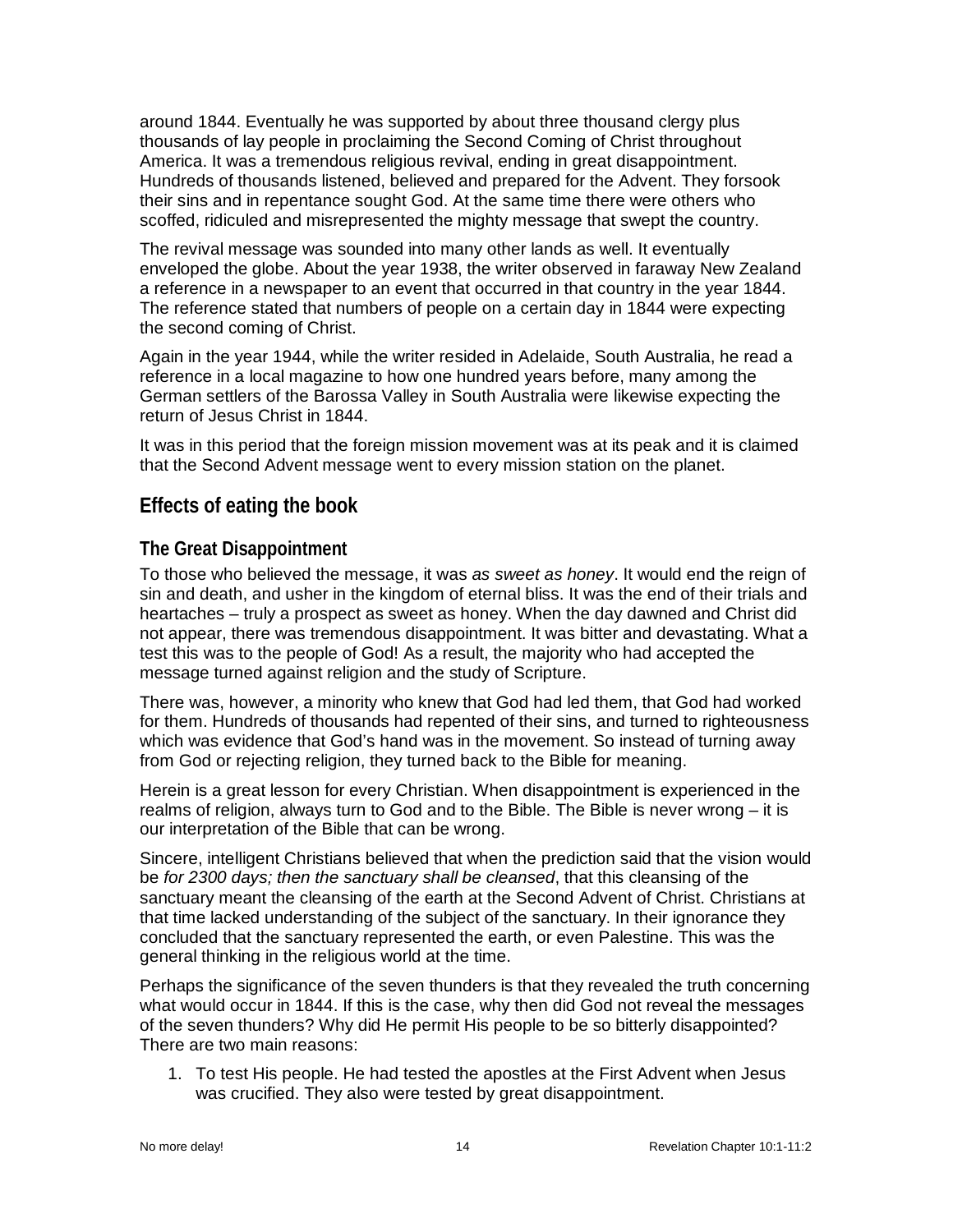around 1844. Eventually he was supported by about three thousand clergy plus thousands of lay people in proclaiming the Second Coming of Christ throughout America. It was a tremendous religious revival, ending in great disappointment. Hundreds of thousands listened, believed and prepared for the Advent. They forsook their sins and in repentance sought God. At the same time there were others who scoffed, ridiculed and misrepresented the mighty message that swept the country.

The revival message was sounded into many other lands as well. It eventually enveloped the globe. About the year 1938, the writer observed in faraway New Zealand a reference in a newspaper to an event that occurred in that country in the year 1844. The reference stated that numbers of people on a certain day in 1844 were expecting the second coming of Christ.

Again in the year 1944, while the writer resided in Adelaide, South Australia, he read a reference in a local magazine to how one hundred years before, many among the German settlers of the Barossa Valley in South Australia were likewise expecting the return of Jesus Christ in 1844.

It was in this period that the foreign mission movement was at its peak and it is claimed that the Second Advent message went to every mission station on the planet.

## Effects of eating the book

### The Great Disappointment

To those who believed the message, it was *as sweet as honey*. It would end the reign of sin and death, and usher in the kingdom of eternal bliss. It was the end of their trials and heartaches – truly a prospect as sweet as honey. When the day dawned and Christ did not appear, there was tremendous disappointment. It was bitter and devastating. What a test this was to the people of God! As a result, the majority who had accepted the message turned against religion and the study of Scripture.

There was, however, a minority who knew that God had led them, that God had worked for them. Hundreds of thousands had repented of their sins, and turned to righteousness which was evidence that God's hand was in the movement. So instead of turning away from God or rejecting religion, they turned back to the Bible for meaning.

Herein is a great lesson for every Christian. When disappointment is experienced in the realms of religion, always turn to God and to the Bible. The Bible is never wrong – it is our interpretation of the Bible that can be wrong.

Sincere, intelligent Christians believed that when the prediction said that the vision would be *for 2300 days; then the sanctuary shall be cleansed*, that this cleansing of the sanctuary meant the cleansing of the earth at the Second Advent of Christ. Christians at that time lacked understanding of the subject of the sanctuary. In their ignorance they concluded that the sanctuary represented the earth, or even Palestine. This was the general thinking in the religious world at the time.

Perhaps the significance of the seven thunders is that they revealed the truth concerning what would occur in 1844. If this is the case, why then did God not reveal the messages of the seven thunders? Why did He permit His people to be so bitterly disappointed? There are two main reasons:

1. To test His people. He had tested the apostles at the First Advent when Jesus was crucified. They also were tested by great disappointment.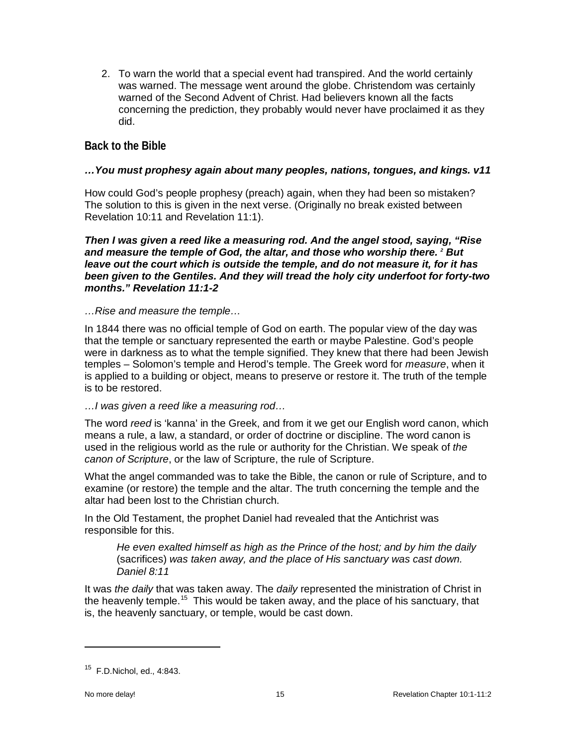2. To warn the world that a special event had transpired. And the world certainly was warned. The message went around the globe. Christendom was certainly warned of the Second Advent of Christ. Had believers known all the facts concerning the prediction, they probably would never have proclaimed it as they did.

## Back to the Bible

***…You must prophesy again about many peoples, nations, tongues, and kings. v11***

How could God's people prophesy (preach) again, when they had been so mistaken? The solution to this is given in the next verse. (Originally no break existed between Revelation 10:11 and Revelation 11:1).

***Then I was given a reed like a measuring rod. And the angel stood, saying, "Rise and measure the temple of God, the altar, and those who worship there. [2] But leave out the court which is outside the temple, and do not measure it, for it has been given to the Gentiles. And they will tread the holy city underfoot for forty-two months." Revelation 11:1-2***

*…Rise and measure the temple…*

In 1844 there was no official temple of God on earth. The popular view of the day was that the temple or sanctuary represented the earth or maybe Palestine. God's people were in darkness as to what the temple signified. They knew that there had been Jewish temples – Solomon's temple and Herod's temple. The Greek word for *measure*, when it is applied to a building or object, means to preserve or restore it. The truth of the temple is to be restored.

*…I was given a reed like a measuring rod…*

The word *reed* is 'kanna' in the Greek, and from it we get our English word canon, which means a rule, a law, a standard, or order of doctrine or discipline. The word canon is used in the religious world as the rule or authority for the Christian. We speak of *the canon of Scripture*, or the law of Scripture, the rule of Scripture.

What the angel commanded was to take the Bible, the canon or rule of Scripture, and to examine (or restore) the temple and the altar. The truth concerning the temple and the altar had been lost to the Christian church.

In the Old Testament, the prophet Daniel had revealed that the Antichrist was responsible for this.

> *He even exalted himself as high as the Prince of the host; and by him the daily* (sacrifices) *was taken away, and the place of His sanctuary was cast down. Daniel 8:11*

It was *the daily* that was taken away. The *daily* represented the ministration of Christ in the heavenly temple.[15] This would be taken away, and the place of his sanctuary, that is, the heavenly sanctuary, or temple, would be cast down.

---

[15] F.D.Nichol, ed., 4:843.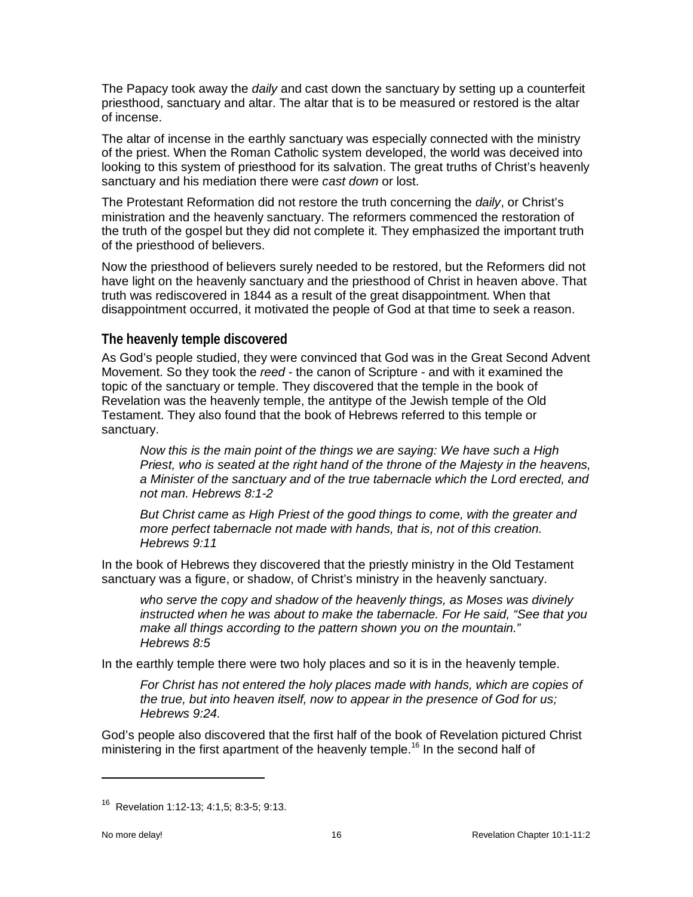The Papacy took away the *daily* and cast down the sanctuary by setting up a counterfeit priesthood, sanctuary and altar. The altar that is to be measured or restored is the altar of incense.

The altar of incense in the earthly sanctuary was especially connected with the ministry of the priest. When the Roman Catholic system developed, the world was deceived into looking to this system of priesthood for its salvation. The great truths of Christ's heavenly sanctuary and his mediation there were *cast down* or lost.

The Protestant Reformation did not restore the truth concerning the *daily*, or Christ's ministration and the heavenly sanctuary. The reformers commenced the restoration of the truth of the gospel but they did not complete it. They emphasized the important truth of the priesthood of believers.

Now the priesthood of believers surely needed to be restored, but the Reformers did not have light on the heavenly sanctuary and the priesthood of Christ in heaven above. That truth was rediscovered in 1844 as a result of the great disappointment. When that disappointment occurred, it motivated the people of God at that time to seek a reason.

## The heavenly temple discovered

As God's people studied, they were convinced that God was in the Great Second Advent Movement. So they took the *reed* - the canon of Scripture - and with it examined the topic of the sanctuary or temple. They discovered that the temple in the book of Revelation was the heavenly temple, the antitype of the Jewish temple of the Old Testament. They also found that the book of Hebrews referred to this temple or sanctuary.

> *Now this is the main point of the things we are saying: We have such a High Priest, who is seated at the right hand of the throne of the Majesty in the heavens, a Minister of the sanctuary and of the true tabernacle which the Lord erected, and not man. Hebrews 8:1-2*

> *But Christ came as High Priest of the good things to come, with the greater and more perfect tabernacle not made with hands, that is, not of this creation. Hebrews 9:11*

In the book of Hebrews they discovered that the priestly ministry in the Old Testament sanctuary was a figure, or shadow, of Christ's ministry in the heavenly sanctuary.

> *who serve the copy and shadow of the heavenly things, as Moses was divinely instructed when he was about to make the tabernacle. For He said, "See that you make all things according to the pattern shown you on the mountain." Hebrews 8:5*

In the earthly temple there were two holy places and so it is in the heavenly temple.

> *For Christ has not entered the holy places made with hands, which are copies of the true, but into heaven itself, now to appear in the presence of God for us; Hebrews 9:24.*

God's people also discovered that the first half of the book of Revelation pictured Christ ministering in the first apartment of the heavenly temple.[16] In the second half of

---

[16] Revelation 1:12-13; 4:1,5; 8:3-5; 9:13.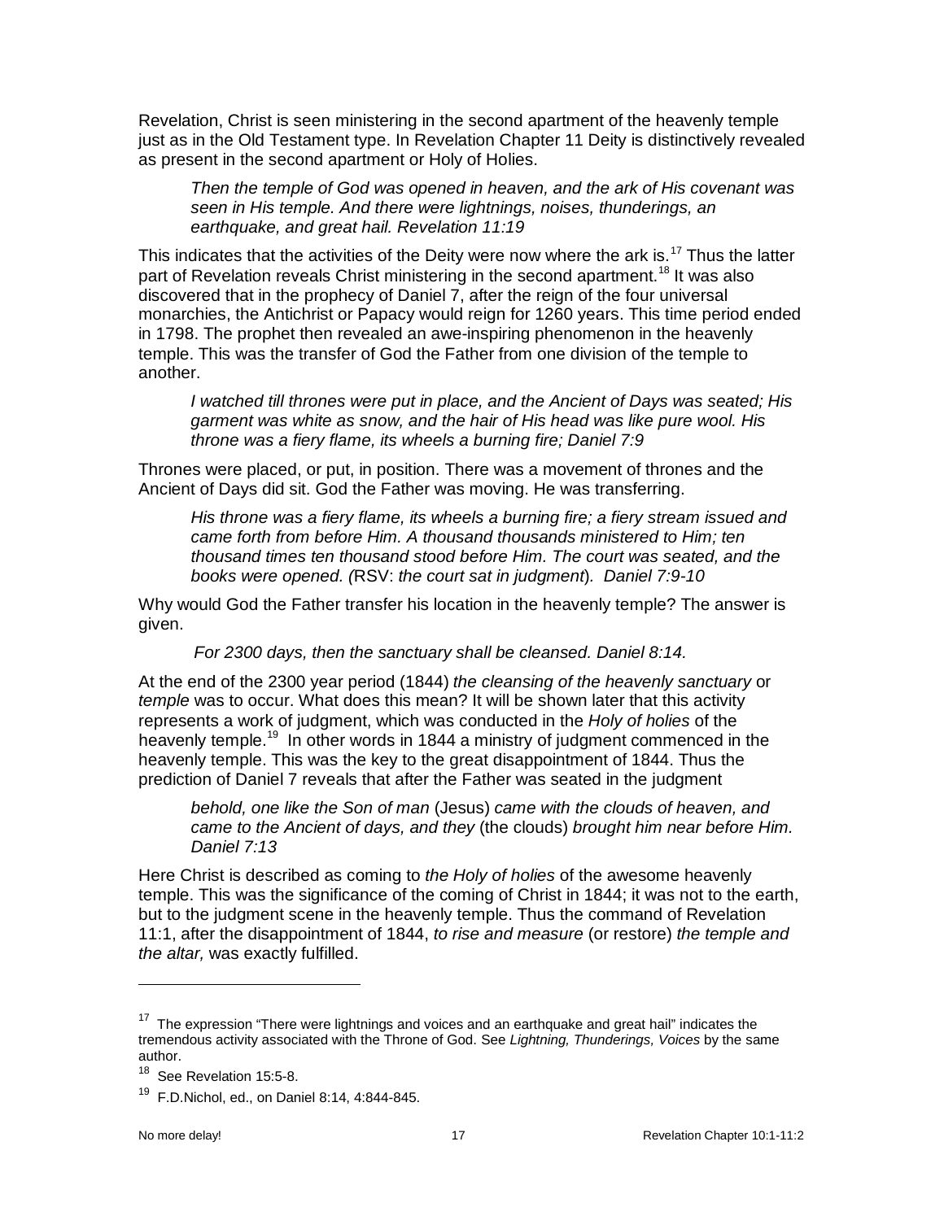Revelation, Christ is seen ministering in the second apartment of the heavenly temple just as in the Old Testament type. In Revelation Chapter 11 Deity is distinctively revealed as present in the second apartment or Holy of Holies.

> *Then the temple of God was opened in heaven, and the ark of His covenant was seen in His temple. And there were lightnings, noises, thunderings, an earthquake, and great hail. Revelation 11:19*

This indicates that the activities of the Deity were now where the ark is.[17] Thus the latter part of Revelation reveals Christ ministering in the second apartment.[18] It was also discovered that in the prophecy of Daniel 7, after the reign of the four universal monarchies, the Antichrist or Papacy would reign for 1260 years. This time period ended in 1798. The prophet then revealed an awe-inspiring phenomenon in the heavenly temple. This was the transfer of God the Father from one division of the temple to another.

> *I watched till thrones were put in place, and the Ancient of Days was seated; His garment was white as snow, and the hair of His head was like pure wool. His throne was a fiery flame, its wheels a burning fire; Daniel 7:9*

Thrones were placed, or put, in position. There was a movement of thrones and the Ancient of Days did sit. God the Father was moving. He was transferring.

> *His throne was a fiery flame, its wheels a burning fire; a fiery stream issued and came forth from before Him. A thousand thousands ministered to Him; ten thousand times ten thousand stood before Him. The court was seated, and the books were opened. (*RSV: *the court sat in judgment*). *Daniel 7:9-10*

Why would God the Father transfer his location in the heavenly temple? The answer is given.

> *For 2300 days, then the sanctuary shall be cleansed. Daniel 8:14.*

At the end of the 2300 year period (1844) *the cleansing of the heavenly sanctuary* or *temple* was to occur. What does this mean? It will be shown later that this activity represents a work of judgment, which was conducted in the *Holy of holies* of the heavenly temple.[19] In other words in 1844 a ministry of judgment commenced in the heavenly temple. This was the key to the great disappointment of 1844. Thus the prediction of Daniel 7 reveals that after the Father was seated in the judgment

> *behold, one like the Son of man* (Jesus) *came with the clouds of heaven, and came to the Ancient of days, and they* (the clouds) *brought him near before Him. Daniel 7:13*

Here Christ is described as coming to *the Holy of holies* of the awesome heavenly temple. This was the significance of the coming of Christ in 1844; it was not to the earth, but to the judgment scene in the heavenly temple. Thus the command of Revelation 11:1, after the disappointment of 1844, *to rise and measure* (or restore) *the temple and the altar,* was exactly fulfilled.

---

[17] The expression "There were lightnings and voices and an earthquake and great hail" indicates the tremendous activity associated with the Throne of God. See *Lightning, Thunderings, Voices* by the same author.

[18] See Revelation 15:5-8.

[19] F.D.Nichol, ed., on Daniel 8:14, 4:844-845.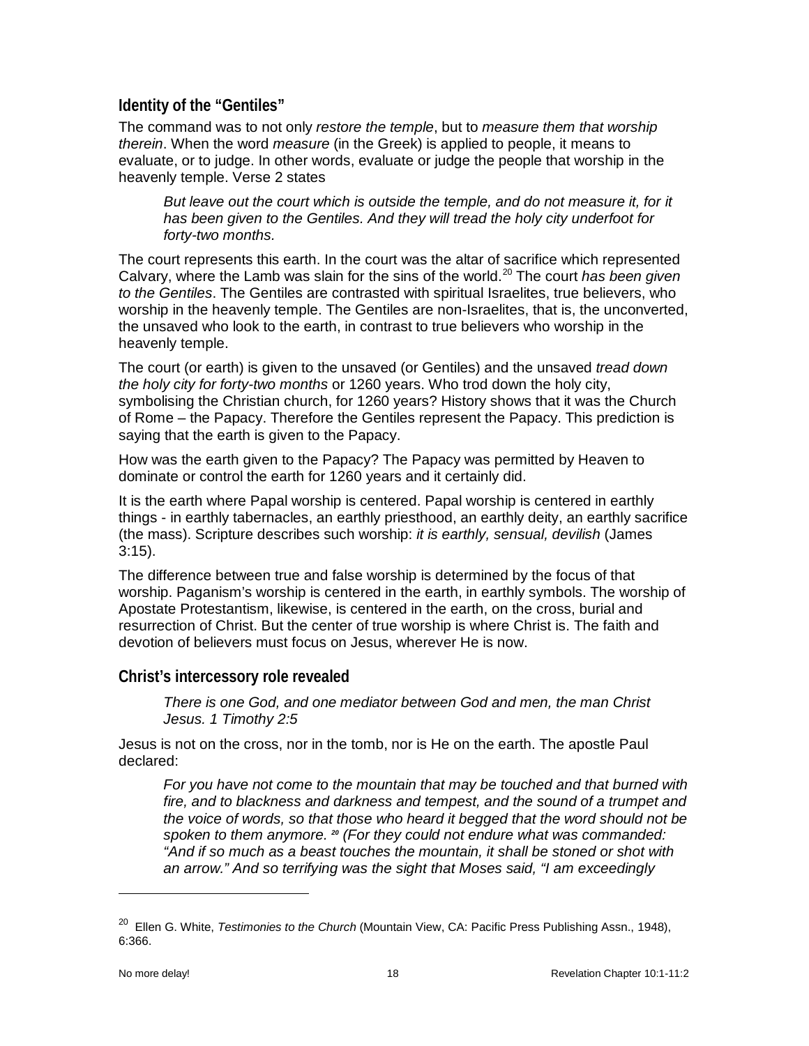## Identity of the "Gentiles"

The command was to not only *restore the temple*, but to *measure them that worship therein*. When the word *measure* (in the Greek) is applied to people, it means to evaluate, or to judge. In other words, evaluate or judge the people that worship in the heavenly temple. Verse 2 states

> *But leave out the court which is outside the temple, and do not measure it, for it has been given to the Gentiles. And they will tread the holy city underfoot for forty-two months.*

The court represents this earth. In the court was the altar of sacrifice which represented Calvary, where the Lamb was slain for the sins of the world.[20] The court *has been given to the Gentiles*. The Gentiles are contrasted with spiritual Israelites, true believers, who worship in the heavenly temple. The Gentiles are non-Israelites, that is, the unconverted, the unsaved who look to the earth, in contrast to true believers who worship in the heavenly temple.

The court (or earth) is given to the unsaved (or Gentiles) and the unsaved *tread down the holy city for forty-two months* or 1260 years. Who trod down the holy city, symbolising the Christian church, for 1260 years? History shows that it was the Church of Rome – the Papacy. Therefore the Gentiles represent the Papacy. This prediction is saying that the earth is given to the Papacy.

How was the earth given to the Papacy? The Papacy was permitted by Heaven to dominate or control the earth for 1260 years and it certainly did.

It is the earth where Papal worship is centered. Papal worship is centered in earthly things - in earthly tabernacles, an earthly priesthood, an earthly deity, an earthly sacrifice (the mass). Scripture describes such worship: *it is earthly, sensual, devilish* (James 3:15).

The difference between true and false worship is determined by the focus of that worship. Paganism's worship is centered in the earth, in earthly symbols. The worship of Apostate Protestantism, likewise, is centered in the earth, on the cross, burial and resurrection of Christ. But the center of true worship is where Christ is. The faith and devotion of believers must focus on Jesus, wherever He is now.

## Christ's intercessory role revealed

> *There is one God, and one mediator between God and men, the man Christ Jesus. 1 Timothy 2:5*

Jesus is not on the cross, nor in the tomb, nor is He on the earth. The apostle Paul declared:

> *For you have not come to the mountain that may be touched and that burned with fire, and to blackness and darkness and tempest, and the sound of a trumpet and the voice of words, so that those who heard it begged that the word should not be spoken to them anymore. [20] (For they could not endure what was commanded: "And if so much as a beast touches the mountain, it shall be stoned or shot with an arrow." And so terrifying was the sight that Moses said, "I am exceedingly*

---

[20] Ellen G. White, *Testimonies to the Church* (Mountain View, CA: Pacific Press Publishing Assn., 1948), 6:366.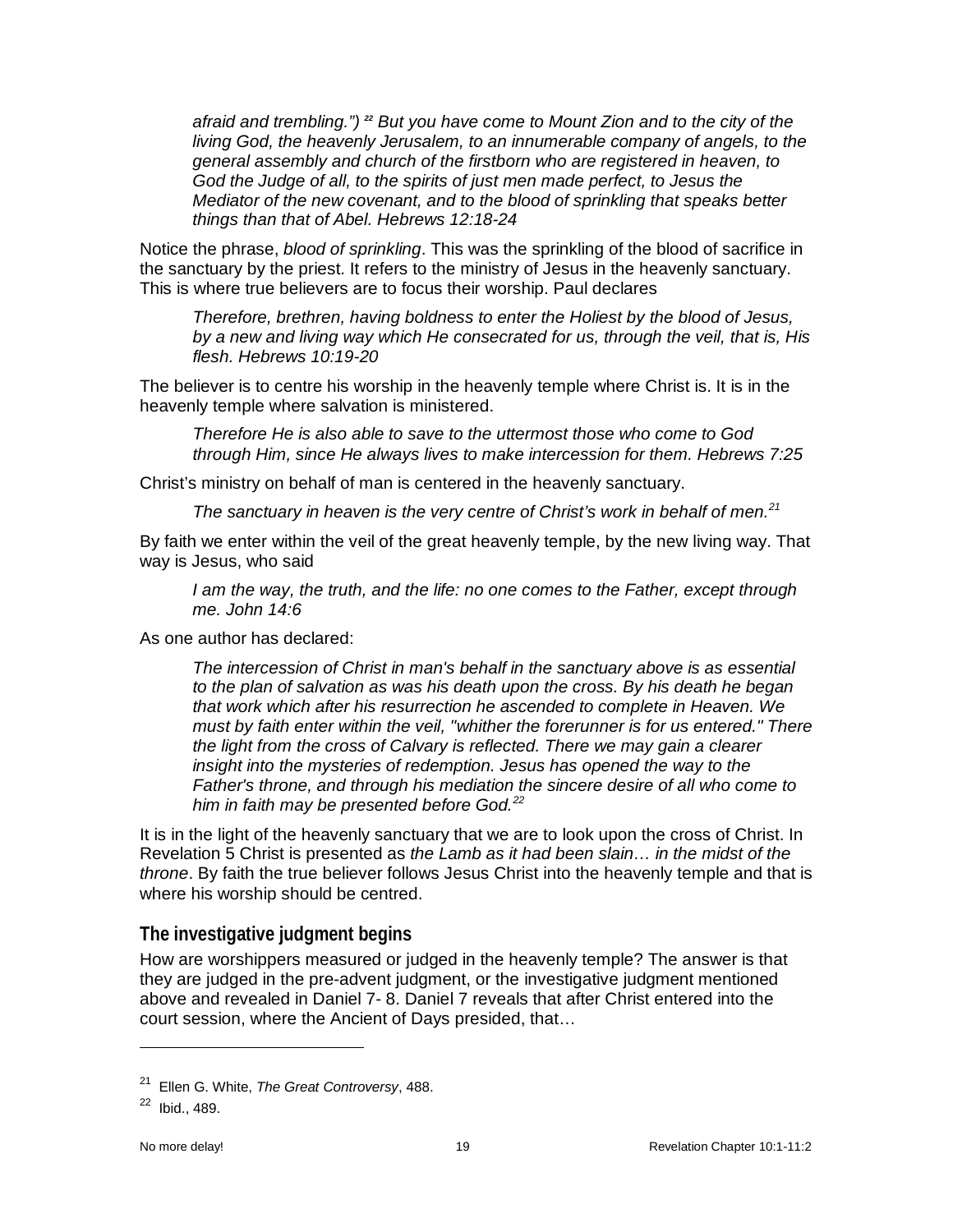*afraid and trembling.") [22] But you have come to Mount Zion and to the city of the living God, the heavenly Jerusalem, to an innumerable company of angels, to the general assembly and church of the firstborn who are registered in heaven, to God the Judge of all, to the spirits of just men made perfect, to Jesus the Mediator of the new covenant, and to the blood of sprinkling that speaks better things than that of Abel. Hebrews 12:18-24*

Notice the phrase, *blood of sprinkling*. This was the sprinkling of the blood of sacrifice in the sanctuary by the priest. It refers to the ministry of Jesus in the heavenly sanctuary. This is where true believers are to focus their worship. Paul declares

> *Therefore, brethren, having boldness to enter the Holiest by the blood of Jesus, by a new and living way which He consecrated for us, through the veil, that is, His flesh. Hebrews 10:19-20*

The believer is to centre his worship in the heavenly temple where Christ is. It is in the heavenly temple where salvation is ministered.

> *Therefore He is also able to save to the uttermost those who come to God through Him, since He always lives to make intercession for them. Hebrews 7:25*

Christ's ministry on behalf of man is centered in the heavenly sanctuary.

> *The sanctuary in heaven is the very centre of Christ's work in behalf of men.*[21]

By faith we enter within the veil of the great heavenly temple, by the new living way. That way is Jesus, who said

> *I am the way, the truth, and the life: no one comes to the Father, except through me. John 14:6*

As one author has declared:

> *The intercession of Christ in man's behalf in the sanctuary above is as essential to the plan of salvation as was his death upon the cross. By his death he began that work which after his resurrection he ascended to complete in Heaven. We must by faith enter within the veil, "whither the forerunner is for us entered." There the light from the cross of Calvary is reflected. There we may gain a clearer insight into the mysteries of redemption. Jesus has opened the way to the Father's throne, and through his mediation the sincere desire of all who come to him in faith may be presented before God.*[22]

It is in the light of the heavenly sanctuary that we are to look upon the cross of Christ. In Revelation 5 Christ is presented as *the Lamb as it had been slain… in the midst of the throne*. By faith the true believer follows Jesus Christ into the heavenly temple and that is where his worship should be centred.

## The investigative judgment begins

How are worshippers measured or judged in the heavenly temple? The answer is that they are judged in the pre-advent judgment, or the investigative judgment mentioned above and revealed in Daniel 7- 8. Daniel 7 reveals that after Christ entered into the court session, where the Ancient of Days presided, that…

---

[21] Ellen G. White, *The Great Controversy*, 488.

[22] Ibid., 489.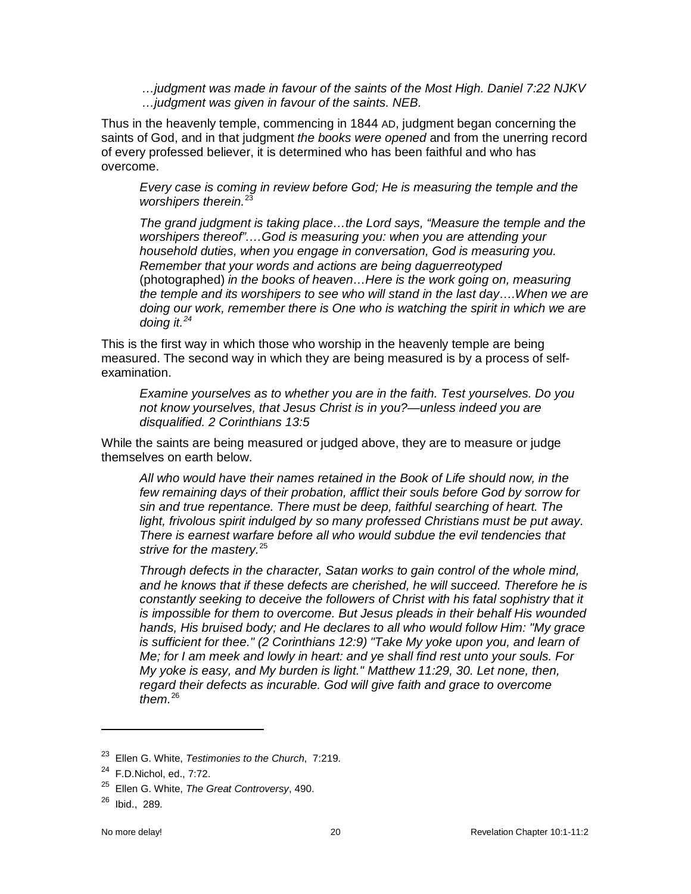*…judgment was made in favour of the saints of the Most High. Daniel 7:22 NJKV*
*…judgment was given in favour of the saints. NEB.*

Thus in the heavenly temple, commencing in 1844 AD, judgment began concerning the saints of God, and in that judgment *the books were opened* and from the unerring record of every professed believer, it is determined who has been faithful and who has overcome.

> *Every case is coming in review before God; He is measuring the temple and the worshipers therein.*[23]

> *The grand judgment is taking place…the Lord says, "Measure the temple and the worshipers thereof"….God is measuring you: when you are attending your household duties, when you engage in conversation, God is measuring you. Remember that your words and actions are being daguerreotyped* (photographed) *in the books of heaven…Here is the work going on, measuring the temple and its worshipers to see who will stand in the last day….When we are doing our work, remember there is One who is watching the spirit in which we are doing it.*[24]

This is the first way in which those who worship in the heavenly temple are being measured. The second way in which they are being measured is by a process of self-examination.

> *Examine yourselves as to whether you are in the faith. Test yourselves. Do you not know yourselves, that Jesus Christ is in you?—unless indeed you are disqualified. 2 Corinthians 13:5*

While the saints are being measured or judged above, they are to measure or judge themselves on earth below.

> *All who would have their names retained in the Book of Life should now, in the few remaining days of their probation, afflict their souls before God by sorrow for sin and true repentance. There must be deep, faithful searching of heart. The light, frivolous spirit indulged by so many professed Christians must be put away. There is earnest warfare before all who would subdue the evil tendencies that strive for the mastery.*[25]

> *Through defects in the character, Satan works to gain control of the whole mind, and he knows that if these defects are cherished, he will succeed. Therefore he is constantly seeking to deceive the followers of Christ with his fatal sophistry that it is impossible for them to overcome. But Jesus pleads in their behalf His wounded hands, His bruised body; and He declares to all who would follow Him: "My grace is sufficient for thee." (2 Corinthians 12:9) "Take My yoke upon you, and learn of Me; for I am meek and lowly in heart: and ye shall find rest unto your souls. For My yoke is easy, and My burden is light." Matthew 11:29, 30. Let none, then, regard their defects as incurable. God will give faith and grace to overcome them.*[26]

---

[23] Ellen G. White, *Testimonies to the Church*, 7:219.

[24] F.D.Nichol, ed., 7:72.

[25] Ellen G. White, *The Great Controversy*, 490.

[26] Ibid., 289.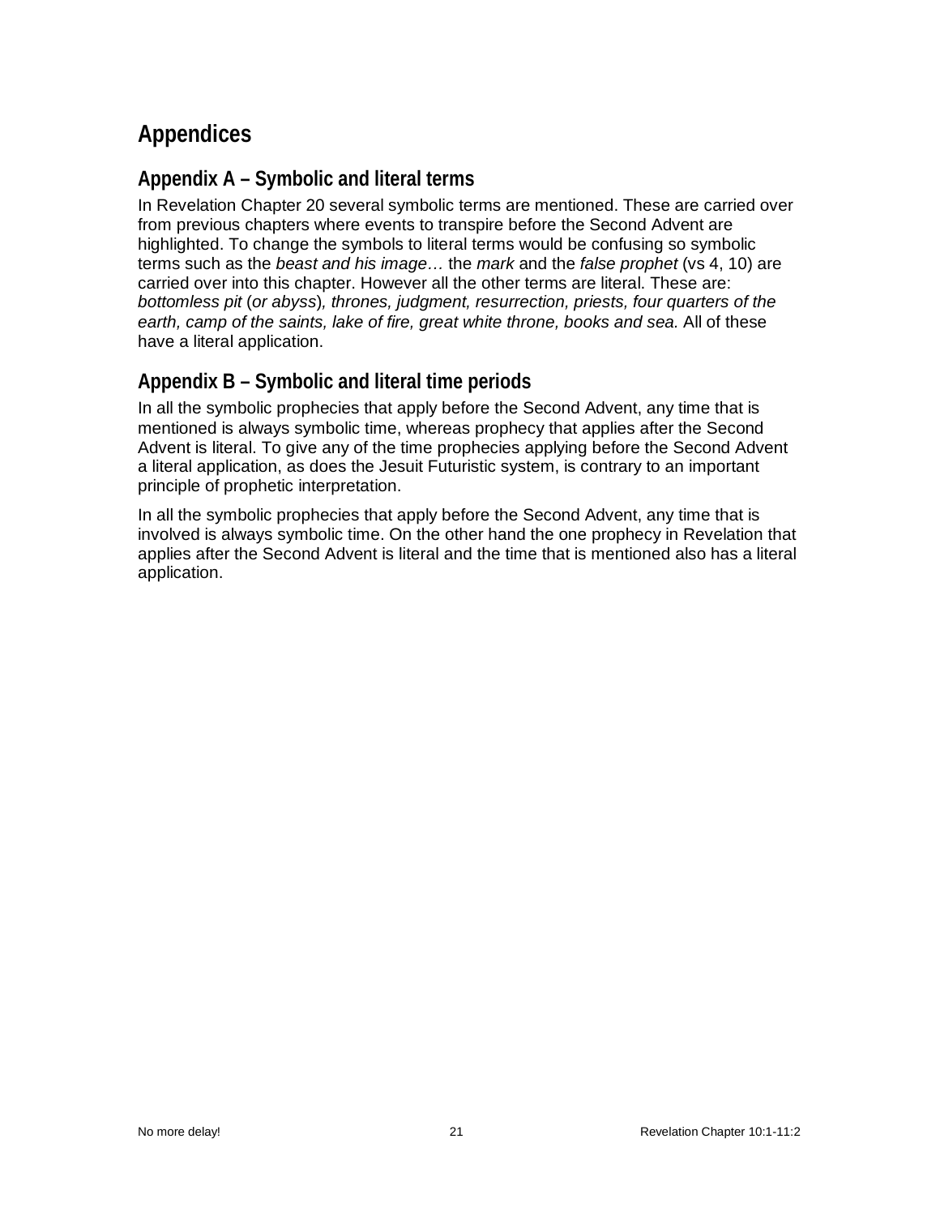# Appendices

## Appendix A – Symbolic and literal terms

In Revelation Chapter 20 several symbolic terms are mentioned. These are carried over from previous chapters where events to transpire before the Second Advent are highlighted. To change the symbols to literal terms would be confusing so symbolic terms such as the *beast and his image…* the *mark* and the *false prophet* (vs 4, 10) are carried over into this chapter. However all the other terms are literal. These are: *bottomless pit* (*or abyss*)*, thrones, judgment, resurrection, priests, four quarters of the earth, camp of the saints, lake of fire, great white throne, books and sea.* All of these have a literal application.

## Appendix B – Symbolic and literal time periods

In all the symbolic prophecies that apply before the Second Advent, any time that is mentioned is always symbolic time, whereas prophecy that applies after the Second Advent is literal. To give any of the time prophecies applying before the Second Advent a literal application, as does the Jesuit Futuristic system, is contrary to an important principle of prophetic interpretation.

In all the symbolic prophecies that apply before the Second Advent, any time that is involved is always symbolic time. On the other hand the one prophecy in Revelation that applies after the Second Advent is literal and the time that is mentioned also has a literal application.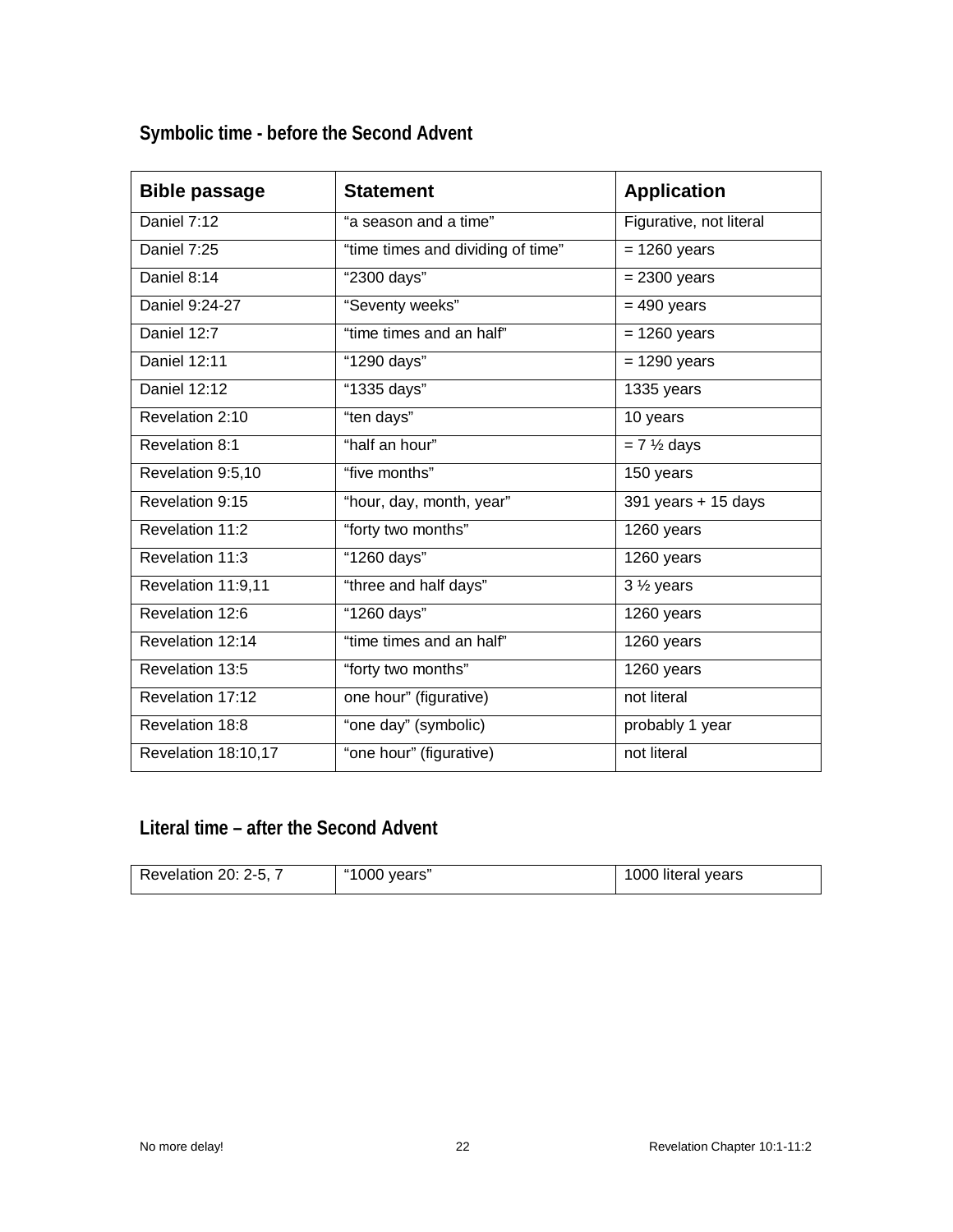## Symbolic time - before the Second Advent

| Bible passage | Statement | Application |
|---|---|---|
| Daniel 7:12 | “a season and a time” | Figurative, not literal |
| Daniel 7:25 | “time times and dividing of time” | = 1260 years |
| Daniel 8:14 | “2300 days” | = 2300 years |
| Daniel 9:24-27 | “Seventy weeks” | = 490 years |
| Daniel 12:7 | “time times and an half” | = 1260 years |
| Daniel 12:11 | “1290 days” | = 1290 years |
| Daniel 12:12 | “1335 days” | 1335 years |
| Revelation 2:10 | “ten days” | 10 years |
| Revelation 8:1 | “half an hour” | = 7 ½ days |
| Revelation 9:5,10 | “five months” | 150 years |
| Revelation 9:15 | “hour, day, month, year” | 391 years + 15 days |
| Revelation 11:2 | “forty two months” | 1260 years |
| Revelation 11:3 | “1260 days” | 1260 years |
| Revelation 11:9,11 | “three and half days” | 3 ½ years |
| Revelation 12:6 | “1260 days” | 1260 years |
| Revelation 12:14 | “time times and an half” | 1260 years |
| Revelation 13:5 | “forty two months” | 1260 years |
| Revelation 17:12 | one hour” (figurative) | not literal |
| Revelation 18:8 | “one day” (symbolic) | probably 1 year |
| Revelation 18:10,17 | “one hour” (figurative) | not literal |

## Literal time – after the Second Advent

| | | |
|---|---|---|
| Revelation 20: 2-5, 7 | “1000 years” | 1000 literal years |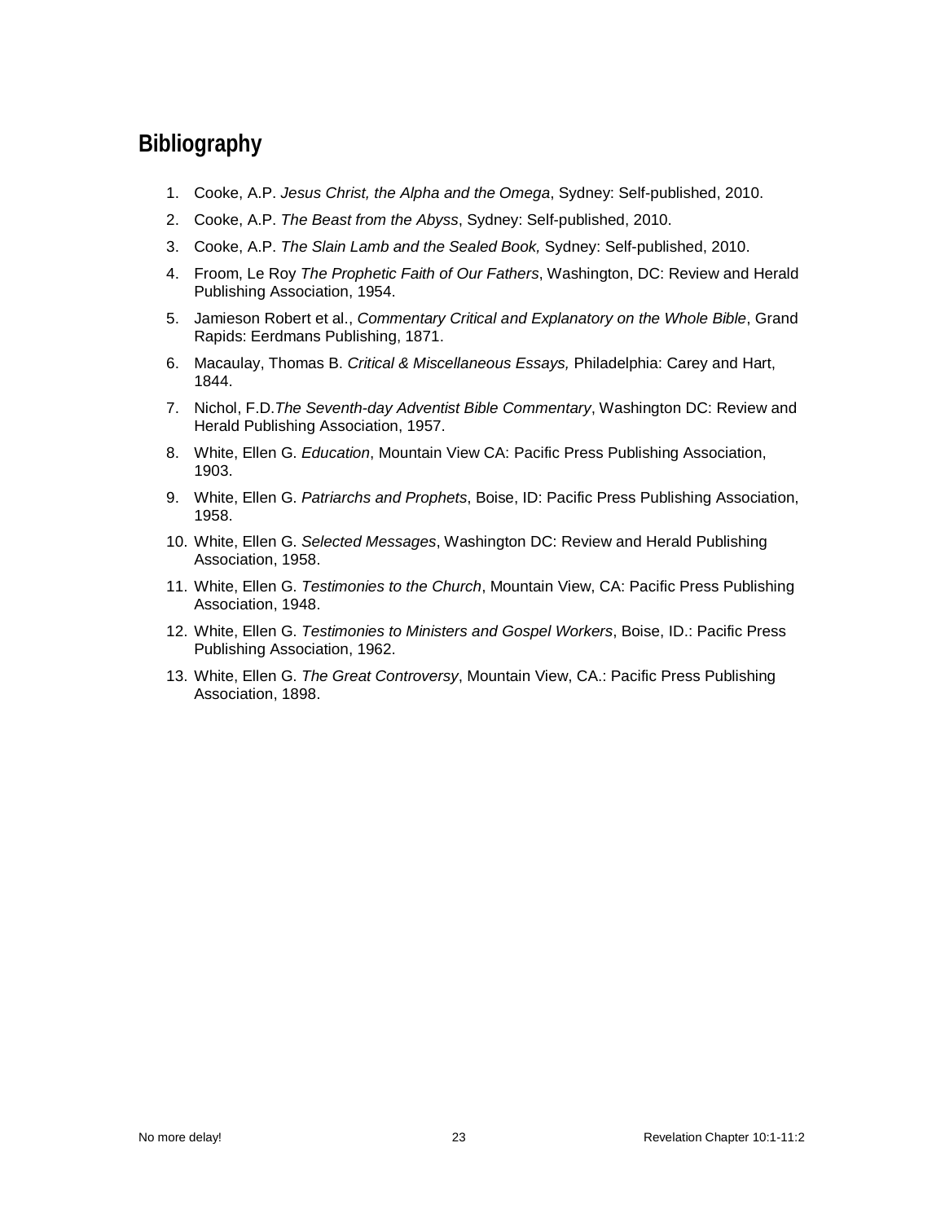## Bibliography

1. Cooke, A.P. *Jesus Christ, the Alpha and the Omega*, Sydney: Self-published, 2010.
2. Cooke, A.P. *The Beast from the Abyss*, Sydney: Self-published, 2010.
3. Cooke, A.P. *The Slain Lamb and the Sealed Book,* Sydney: Self-published, 2010.
4. Froom, Le Roy *The Prophetic Faith of Our Fathers*, Washington, DC: Review and Herald Publishing Association, 1954.
5. Jamieson Robert et al., *Commentary Critical and Explanatory on the Whole Bible*, Grand Rapids: Eerdmans Publishing, 1871.
6. Macaulay, Thomas B. *Critical & Miscellaneous Essays,* Philadelphia: Carey and Hart, 1844.
7. Nichol, F.D.*The Seventh-day Adventist Bible Commentary*, Washington DC: Review and Herald Publishing Association, 1957.
8. White, Ellen G. *Education*, Mountain View CA: Pacific Press Publishing Association, 1903.
9. White, Ellen G. *Patriarchs and Prophets*, Boise, ID: Pacific Press Publishing Association, 1958.
10. White, Ellen G. *Selected Messages*, Washington DC: Review and Herald Publishing Association, 1958.
11. White, Ellen G. *Testimonies to the Church*, Mountain View, CA: Pacific Press Publishing Association, 1948.
12. White, Ellen G. *Testimonies to Ministers and Gospel Workers*, Boise, ID.: Pacific Press Publishing Association, 1962.
13. White, Ellen G. *The Great Controversy*, Mountain View, CA.: Pacific Press Publishing Association, 1898.